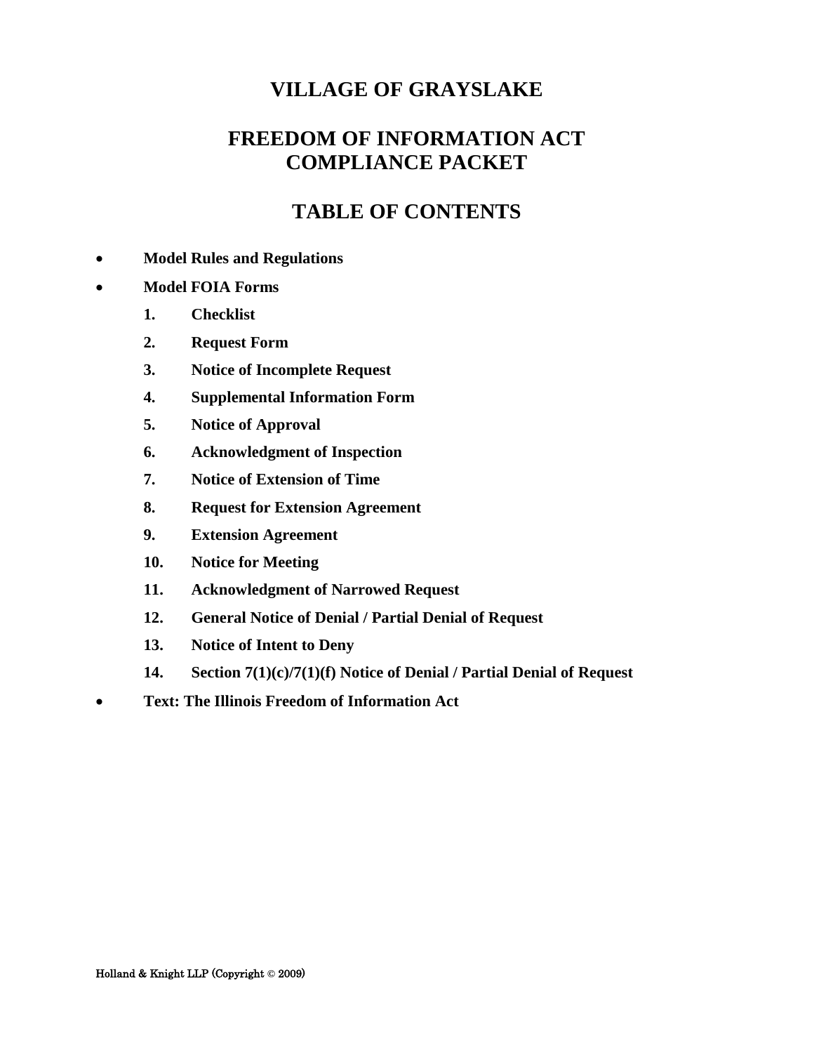# VILLAGE OF GRAYSLAKE

## FREEDOM OF INFORMATION ACT COMPLIANCE PACKET

## TABLE OF CONTENTS

- **Model Rules and Regulations**
- **Model FOIA Forms**
  1. **Checklist**
  2. **Request Form**
  3. **Notice of Incomplete Request**
  4. **Supplemental Information Form**
  5. **Notice of Approval**
  6. **Acknowledgment of Inspection**
  7. **Notice of Extension of Time**
  8. **Request for Extension Agreement**
  9. **Extension Agreement**
  10. **Notice for Meeting**
  11. **Acknowledgment of Narrowed Request**
  12. **General Notice of Denial / Partial Denial of Request**
  13. **Notice of Intent to Deny**
  14. **Section 7(1)(c)/7(1)(f) Notice of Denial / Partial Denial of Request**
- **Text: The Illinois Freedom of Information Act**

Holland & Knight LLP (Copyright © 2009)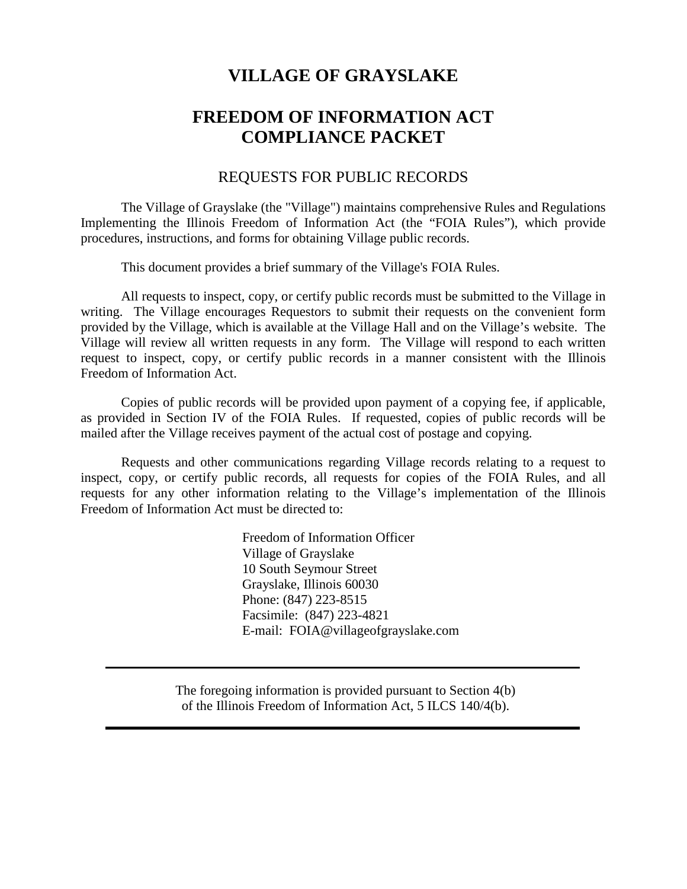# VILLAGE OF GRAYSLAKE

# FREEDOM OF INFORMATION ACT COMPLIANCE PACKET

## REQUESTS FOR PUBLIC RECORDS

The Village of Grayslake (the "Village") maintains comprehensive Rules and Regulations Implementing the Illinois Freedom of Information Act (the "FOIA Rules"), which provide procedures, instructions, and forms for obtaining Village public records.

This document provides a brief summary of the Village's FOIA Rules.

All requests to inspect, copy, or certify public records must be submitted to the Village in writing. The Village encourages Requestors to submit their requests on the convenient form provided by the Village, which is available at the Village Hall and on the Village's website. The Village will review all written requests in any form. The Village will respond to each written request to inspect, copy, or certify public records in a manner consistent with the Illinois Freedom of Information Act.

Copies of public records will be provided upon payment of a copying fee, if applicable, as provided in Section IV of the FOIA Rules. If requested, copies of public records will be mailed after the Village receives payment of the actual cost of postage and copying.

Requests and other communications regarding Village records relating to a request to inspect, copy, or certify public records, all requests for copies of the FOIA Rules, and all requests for any other information relating to the Village's implementation of the Illinois Freedom of Information Act must be directed to:

Freedom of Information Officer
Village of Grayslake
10 South Seymour Street
Grayslake, Illinois 60030
Phone: (847) 223-8515
Facsimile: (847) 223-4821
E-mail: FOIA@villageofgrayslake.com

---

The foregoing information is provided pursuant to Section 4(b) of the Illinois Freedom of Information Act, 5 ILCS 140/4(b).

---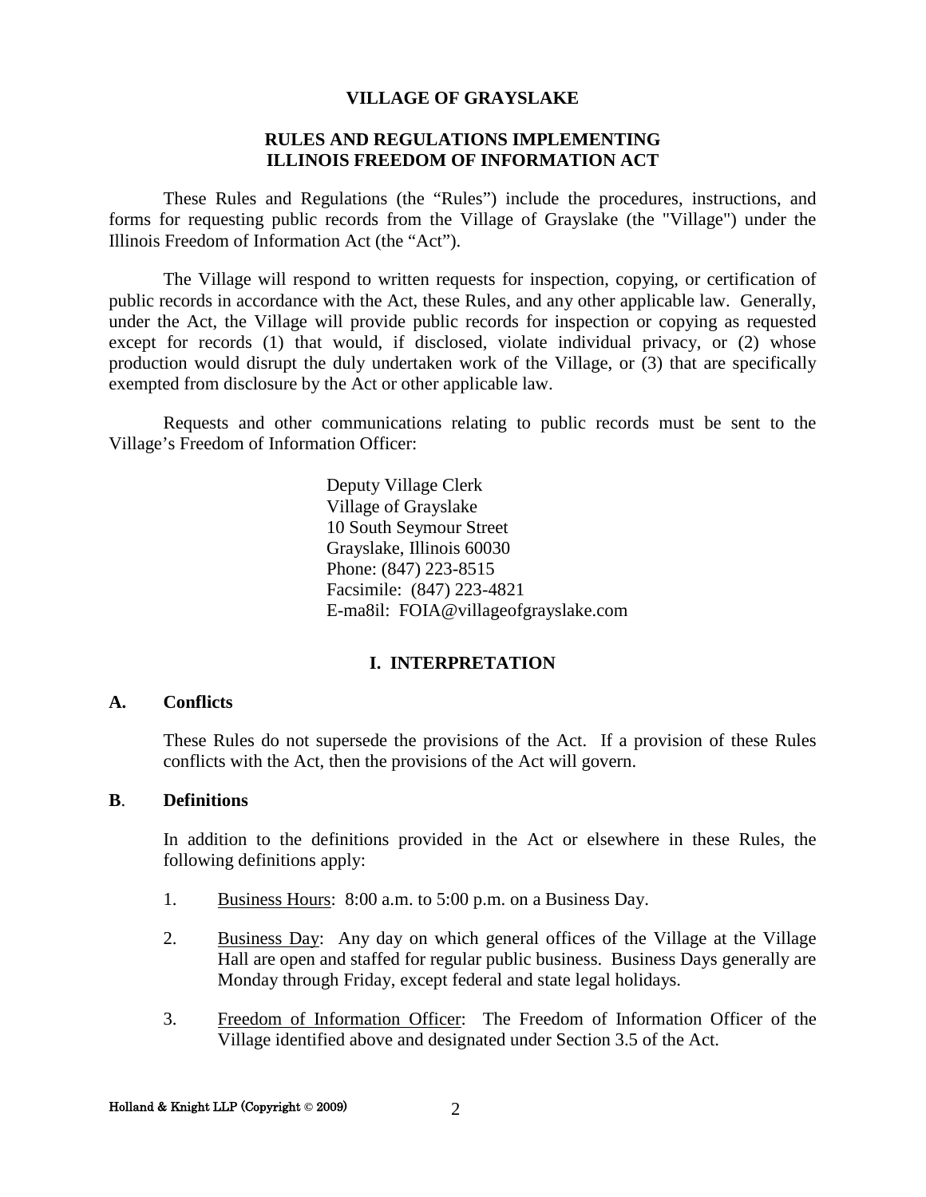**VILLAGE OF GRAYSLAKE**

**RULES AND REGULATIONS IMPLEMENTING ILLINOIS FREEDOM OF INFORMATION ACT**

These Rules and Regulations (the “Rules”) include the procedures, instructions, and forms for requesting public records from the Village of Grayslake (the "Village") under the Illinois Freedom of Information Act (the “Act”).

The Village will respond to written requests for inspection, copying, or certification of public records in accordance with the Act, these Rules, and any other applicable law. Generally, under the Act, the Village will provide public records for inspection or copying as requested except for records (1) that would, if disclosed, violate individual privacy, or (2) whose production would disrupt the duly undertaken work of the Village, or (3) that are specifically exempted from disclosure by the Act or other applicable law.

Requests and other communications relating to public records must be sent to the Village’s Freedom of Information Officer:

Deputy Village Clerk
Village of Grayslake
10 South Seymour Street
Grayslake, Illinois 60030
Phone: (847) 223-8515
Facsimile: (847) 223-4821
E-ma8il: FOIA@villageofgrayslake.com

## I. INTERPRETATION

### A. Conflicts

These Rules do not supersede the provisions of the Act. If a provision of these Rules conflicts with the Act, then the provisions of the Act will govern.

### B. Definitions

In addition to the definitions provided in the Act or elsewhere in these Rules, the following definitions apply:

1. Business Hours: 8:00 a.m. to 5:00 p.m. on a Business Day.
2. Business Day: Any day on which general offices of the Village at the Village Hall are open and staffed for regular public business. Business Days generally are Monday through Friday, except federal and state legal holidays.
3. Freedom of Information Officer: The Freedom of Information Officer of the Village identified above and designated under Section 3.5 of the Act.

Holland & Knight LLP (Copyright © 2009)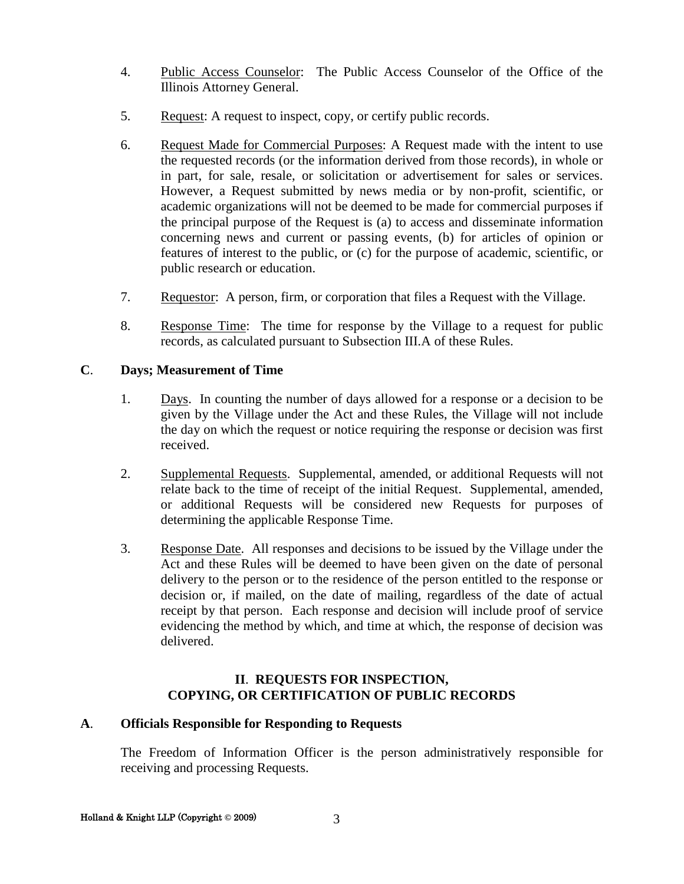4. <u>Public Access Counselor</u>: The Public Access Counselor of the Office of the Illinois Attorney General.

5. <u>Request</u>: A request to inspect, copy, or certify public records.

6. <u>Request Made for Commercial Purposes</u>: A Request made with the intent to use the requested records (or the information derived from those records), in whole or in part, for sale, resale, or solicitation or advertisement for sales or services. However, a Request submitted by news media or by non-profit, scientific, or academic organizations will not be deemed to be made for commercial purposes if the principal purpose of the Request is (a) to access and disseminate information concerning news and current or passing events, (b) for articles of opinion or features of interest to the public, or (c) for the purpose of academic, scientific, or public research or education.

7. <u>Requestor</u>: A person, firm, or corporation that files a Request with the Village.

8. <u>Response Time</u>: The time for response by the Village to a request for public records, as calculated pursuant to Subsection III.A of these Rules.

### C. Days; Measurement of Time

1. <u>Days</u>. In counting the number of days allowed for a response or a decision to be given by the Village under the Act and these Rules, the Village will not include the day on which the request or notice requiring the response or decision was first received.

2. <u>Supplemental Requests</u>. Supplemental, amended, or additional Requests will not relate back to the time of receipt of the initial Request. Supplemental, amended, or additional Requests will be considered new Requests for purposes of determining the applicable Response Time.

3. <u>Response Date</u>. All responses and decisions to be issued by the Village under the Act and these Rules will be deemed to have been given on the date of personal delivery to the person or to the residence of the person entitled to the response or decision or, if mailed, on the date of mailing, regardless of the date of actual receipt by that person. Each response and decision will include proof of service evidencing the method by which, and time at which, the response of decision was delivered.

## II. REQUESTS FOR INSPECTION, COPYING, OR CERTIFICATION OF PUBLIC RECORDS

### A. Officials Responsible for Responding to Requests

The Freedom of Information Officer is the person administratively responsible for receiving and processing Requests.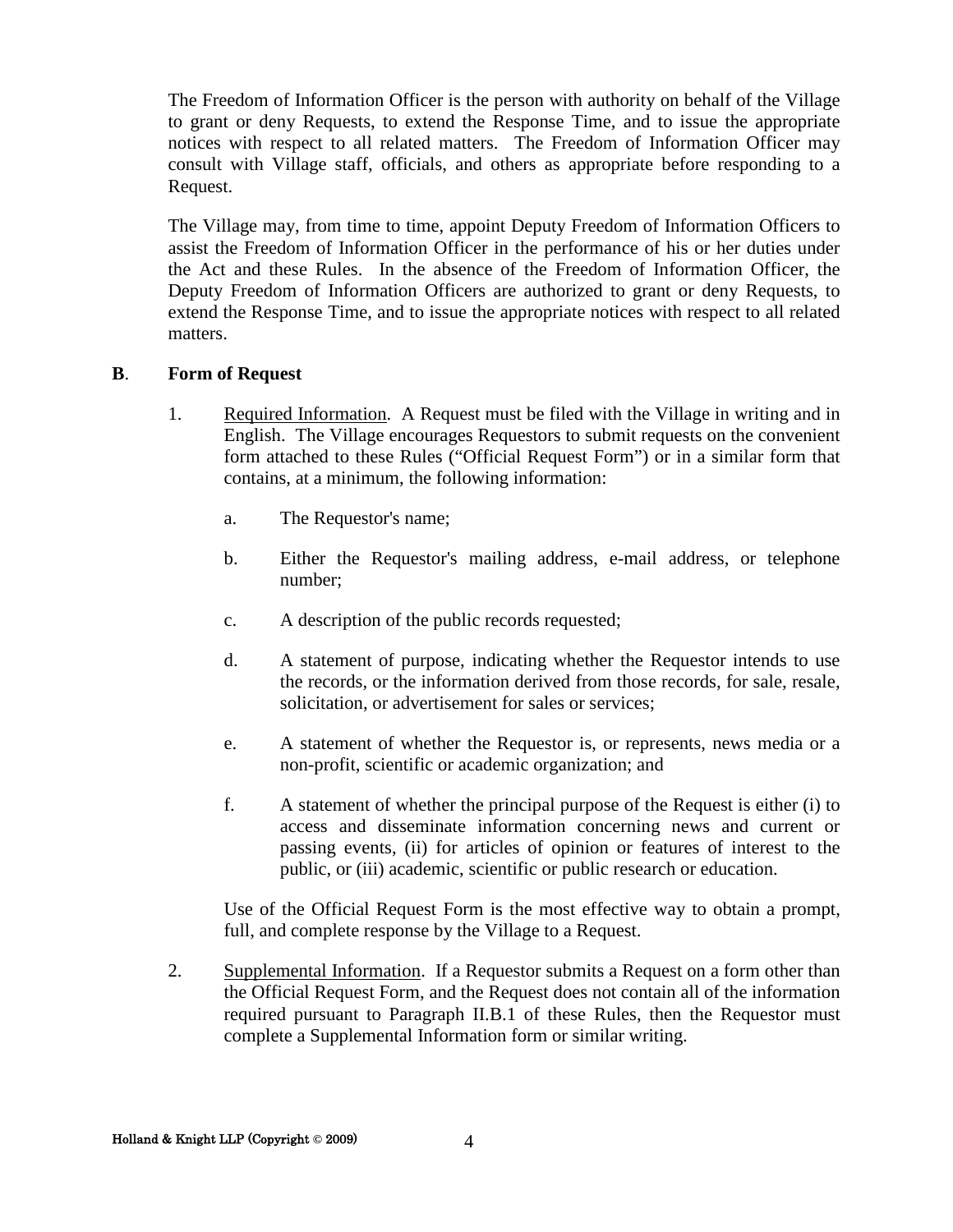The Freedom of Information Officer is the person with authority on behalf of the Village to grant or deny Requests, to extend the Response Time, and to issue the appropriate notices with respect to all related matters. The Freedom of Information Officer may consult with Village staff, officials, and others as appropriate before responding to a Request.

The Village may, from time to time, appoint Deputy Freedom of Information Officers to assist the Freedom of Information Officer in the performance of his or her duties under the Act and these Rules. In the absence of the Freedom of Information Officer, the Deputy Freedom of Information Officers are authorized to grant or deny Requests, to extend the Response Time, and to issue the appropriate notices with respect to all related matters.

### B. Form of Request

1. Required Information. A Request must be filed with the Village in writing and in English. The Village encourages Requestors to submit requests on the convenient form attached to these Rules ("Official Request Form") or in a similar form that contains, at a minimum, the following information:

   a. The Requestor's name;

   b. Either the Requestor's mailing address, e-mail address, or telephone number;

   c. A description of the public records requested;

   d. A statement of purpose, indicating whether the Requestor intends to use the records, or the information derived from those records, for sale, resale, solicitation, or advertisement for sales or services;

   e. A statement of whether the Requestor is, or represents, news media or a non-profit, scientific or academic organization; and

   f. A statement of whether the principal purpose of the Request is either (i) to access and disseminate information concerning news and current or passing events, (ii) for articles of opinion or features of interest to the public, or (iii) academic, scientific or public research or education.

   Use of the Official Request Form is the most effective way to obtain a prompt, full, and complete response by the Village to a Request.

2. Supplemental Information. If a Requestor submits a Request on a form other than the Official Request Form, and the Request does not contain all of the information required pursuant to Paragraph II.B.1 of these Rules, then the Requestor must complete a Supplemental Information form or similar writing.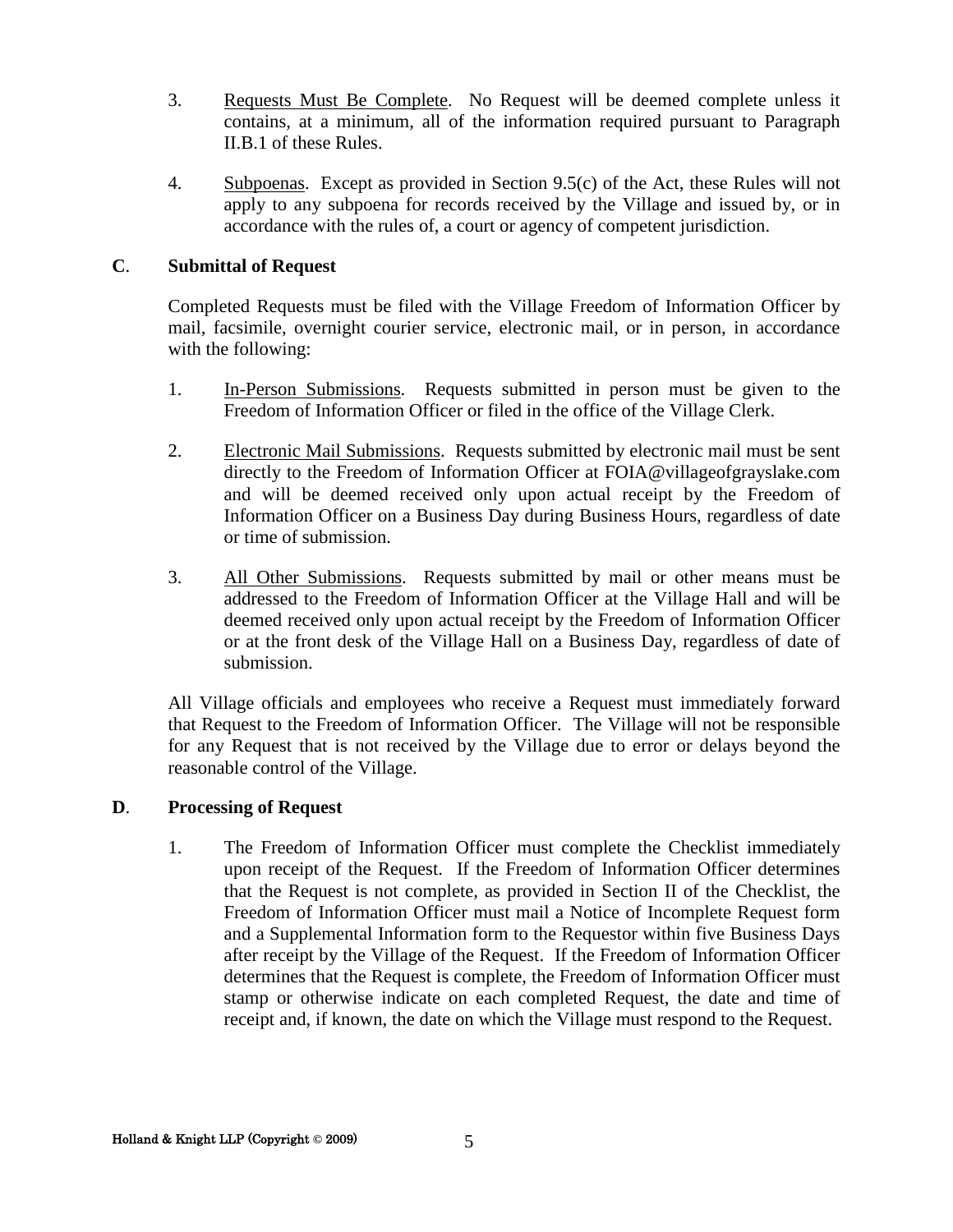3. Requests Must Be Complete. No Request will be deemed complete unless it contains, at a minimum, all of the information required pursuant to Paragraph II.B.1 of these Rules.

4. Subpoenas. Except as provided in Section 9.5(c) of the Act, these Rules will not apply to any subpoena for records received by the Village and issued by, or in accordance with the rules of, a court or agency of competent jurisdiction.

### C. Submittal of Request

Completed Requests must be filed with the Village Freedom of Information Officer by mail, facsimile, overnight courier service, electronic mail, or in person, in accordance with the following:

1. In-Person Submissions. Requests submitted in person must be given to the Freedom of Information Officer or filed in the office of the Village Clerk.

2. Electronic Mail Submissions. Requests submitted by electronic mail must be sent directly to the Freedom of Information Officer at FOIA@villageofgrayslake.com and will be deemed received only upon actual receipt by the Freedom of Information Officer on a Business Day during Business Hours, regardless of date or time of submission.

3. All Other Submissions. Requests submitted by mail or other means must be addressed to the Freedom of Information Officer at the Village Hall and will be deemed received only upon actual receipt by the Freedom of Information Officer or at the front desk of the Village Hall on a Business Day, regardless of date of submission.

All Village officials and employees who receive a Request must immediately forward that Request to the Freedom of Information Officer. The Village will not be responsible for any Request that is not received by the Village due to error or delays beyond the reasonable control of the Village.

### D. Processing of Request

1. The Freedom of Information Officer must complete the Checklist immediately upon receipt of the Request. If the Freedom of Information Officer determines that the Request is not complete, as provided in Section II of the Checklist, the Freedom of Information Officer must mail a Notice of Incomplete Request form and a Supplemental Information form to the Requestor within five Business Days after receipt by the Village of the Request. If the Freedom of Information Officer determines that the Request is complete, the Freedom of Information Officer must stamp or otherwise indicate on each completed Request, the date and time of receipt and, if known, the date on which the Village must respond to the Request.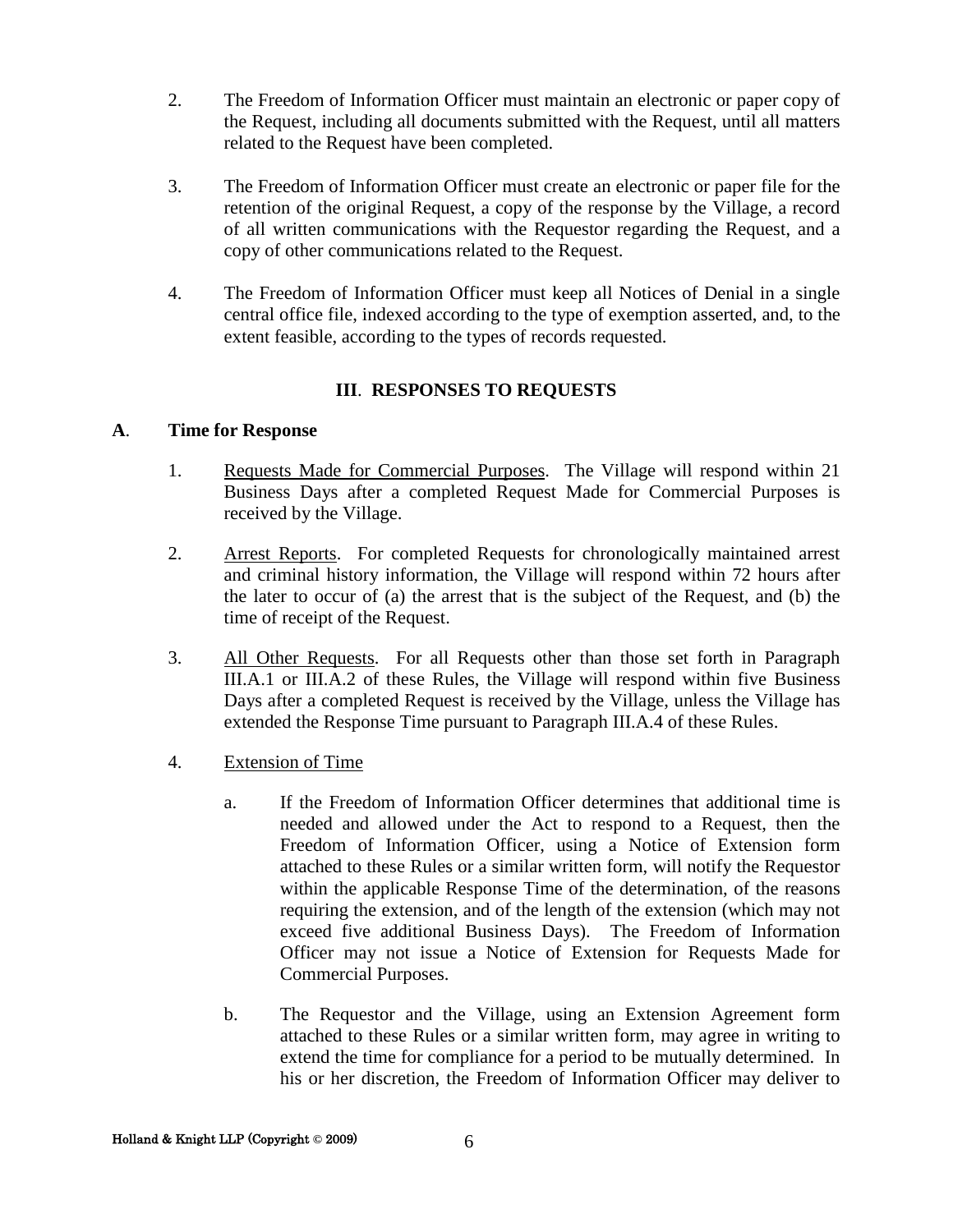2. The Freedom of Information Officer must maintain an electronic or paper copy of the Request, including all documents submitted with the Request, until all matters related to the Request have been completed.

3. The Freedom of Information Officer must create an electronic or paper file for the retention of the original Request, a copy of the response by the Village, a record of all written communications with the Requestor regarding the Request, and a copy of other communications related to the Request.

4. The Freedom of Information Officer must keep all Notices of Denial in a single central office file, indexed according to the type of exemption asserted, and, to the extent feasible, according to the types of records requested.

## III. RESPONSES TO REQUESTS

### A. Time for Response

1. Requests Made for Commercial Purposes. The Village will respond within 21 Business Days after a completed Request Made for Commercial Purposes is received by the Village.

2. Arrest Reports. For completed Requests for chronologically maintained arrest and criminal history information, the Village will respond within 72 hours after the later to occur of (a) the arrest that is the subject of the Request, and (b) the time of receipt of the Request.

3. All Other Requests. For all Requests other than those set forth in Paragraph III.A.1 or III.A.2 of these Rules, the Village will respond within five Business Days after a completed Request is received by the Village, unless the Village has extended the Response Time pursuant to Paragraph III.A.4 of these Rules.

4. Extension of Time

   a. If the Freedom of Information Officer determines that additional time is needed and allowed under the Act to respond to a Request, then the Freedom of Information Officer, using a Notice of Extension form attached to these Rules or a similar written form, will notify the Requestor within the applicable Response Time of the determination, of the reasons requiring the extension, and of the length of the extension (which may not exceed five additional Business Days). The Freedom of Information Officer may not issue a Notice of Extension for Requests Made for Commercial Purposes.

   b. The Requestor and the Village, using an Extension Agreement form attached to these Rules or a similar written form, may agree in writing to extend the time for compliance for a period to be mutually determined. In his or her discretion, the Freedom of Information Officer may deliver to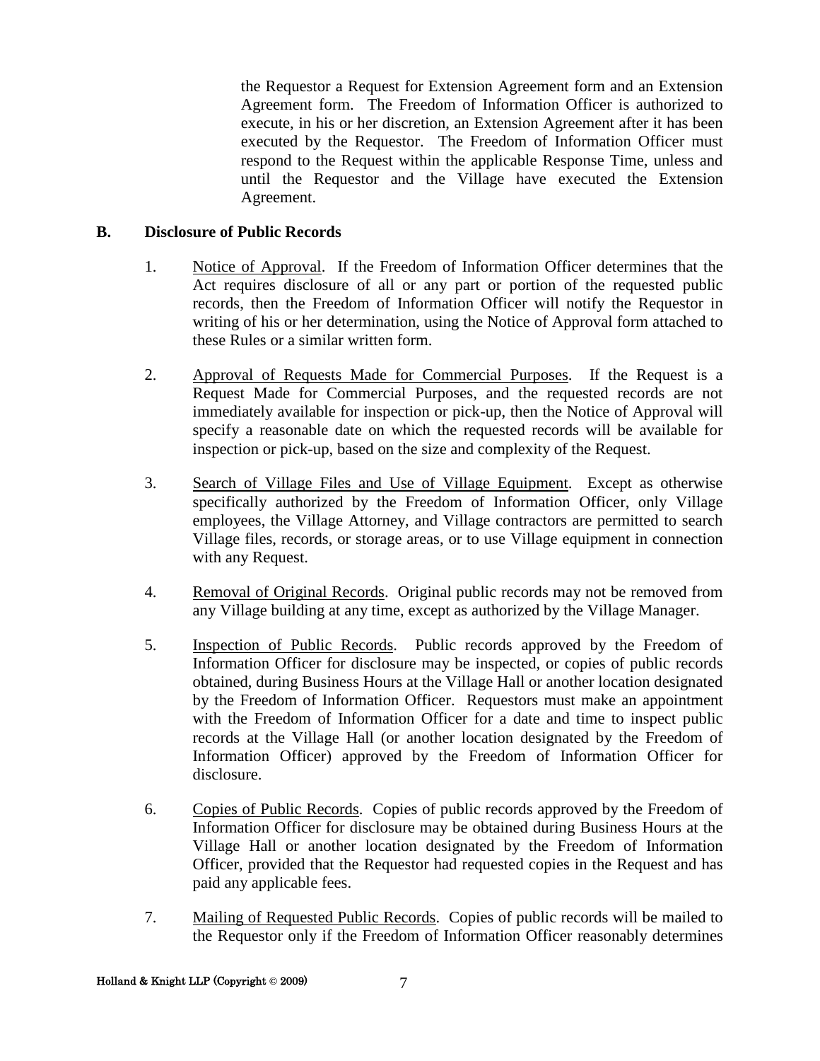the Requestor a Request for Extension Agreement form and an Extension Agreement form. The Freedom of Information Officer is authorized to execute, in his or her discretion, an Extension Agreement after it has been executed by the Requestor. The Freedom of Information Officer must respond to the Request within the applicable Response Time, unless and until the Requestor and the Village have executed the Extension Agreement.

**B. Disclosure of Public Records**

1. Notice of Approval. If the Freedom of Information Officer determines that the Act requires disclosure of all or any part or portion of the requested public records, then the Freedom of Information Officer will notify the Requestor in writing of his or her determination, using the Notice of Approval form attached to these Rules or a similar written form.

2. Approval of Requests Made for Commercial Purposes. If the Request is a Request Made for Commercial Purposes, and the requested records are not immediately available for inspection or pick-up, then the Notice of Approval will specify a reasonable date on which the requested records will be available for inspection or pick-up, based on the size and complexity of the Request.

3. Search of Village Files and Use of Village Equipment. Except as otherwise specifically authorized by the Freedom of Information Officer, only Village employees, the Village Attorney, and Village contractors are permitted to search Village files, records, or storage areas, or to use Village equipment in connection with any Request.

4. Removal of Original Records. Original public records may not be removed from any Village building at any time, except as authorized by the Village Manager.

5. Inspection of Public Records. Public records approved by the Freedom of Information Officer for disclosure may be inspected, or copies of public records obtained, during Business Hours at the Village Hall or another location designated by the Freedom of Information Officer. Requestors must make an appointment with the Freedom of Information Officer for a date and time to inspect public records at the Village Hall (or another location designated by the Freedom of Information Officer) approved by the Freedom of Information Officer for disclosure.

6. Copies of Public Records. Copies of public records approved by the Freedom of Information Officer for disclosure may be obtained during Business Hours at the Village Hall or another location designated by the Freedom of Information Officer, provided that the Requestor had requested copies in the Request and has paid any applicable fees.

7. Mailing of Requested Public Records. Copies of public records will be mailed to the Requestor only if the Freedom of Information Officer reasonably determines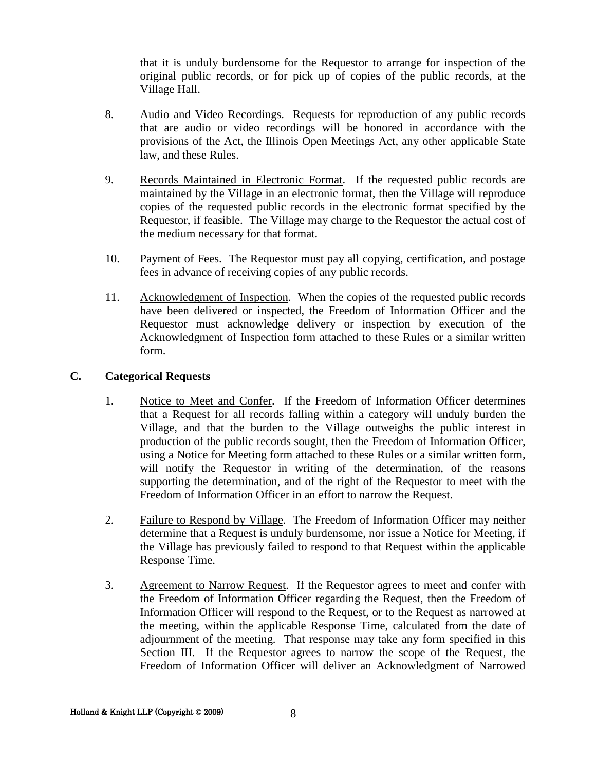that it is unduly burdensome for the Requestor to arrange for inspection of the original public records, or for pick up of copies of the public records, at the Village Hall.

8. Audio and Video Recordings. Requests for reproduction of any public records that are audio or video recordings will be honored in accordance with the provisions of the Act, the Illinois Open Meetings Act, any other applicable State law, and these Rules.

9. Records Maintained in Electronic Format. If the requested public records are maintained by the Village in an electronic format, then the Village will reproduce copies of the requested public records in the electronic format specified by the Requestor, if feasible. The Village may charge to the Requestor the actual cost of the medium necessary for that format.

10. Payment of Fees. The Requestor must pay all copying, certification, and postage fees in advance of receiving copies of any public records.

11. Acknowledgment of Inspection. When the copies of the requested public records have been delivered or inspected, the Freedom of Information Officer and the Requestor must acknowledge delivery or inspection by execution of the Acknowledgment of Inspection form attached to these Rules or a similar written form.

**C. Categorical Requests**

1. Notice to Meet and Confer. If the Freedom of Information Officer determines that a Request for all records falling within a category will unduly burden the Village, and that the burden to the Village outweighs the public interest in production of the public records sought, then the Freedom of Information Officer, using a Notice for Meeting form attached to these Rules or a similar written form, will notify the Requestor in writing of the determination, of the reasons supporting the determination, and of the right of the Requestor to meet with the Freedom of Information Officer in an effort to narrow the Request.

2. Failure to Respond by Village. The Freedom of Information Officer may neither determine that a Request is unduly burdensome, nor issue a Notice for Meeting, if the Village has previously failed to respond to that Request within the applicable Response Time.

3. Agreement to Narrow Request. If the Requestor agrees to meet and confer with the Freedom of Information Officer regarding the Request, then the Freedom of Information Officer will respond to the Request, or to the Request as narrowed at the meeting, within the applicable Response Time, calculated from the date of adjournment of the meeting. That response may take any form specified in this Section III. If the Requestor agrees to narrow the scope of the Request, the Freedom of Information Officer will deliver an Acknowledgment of Narrowed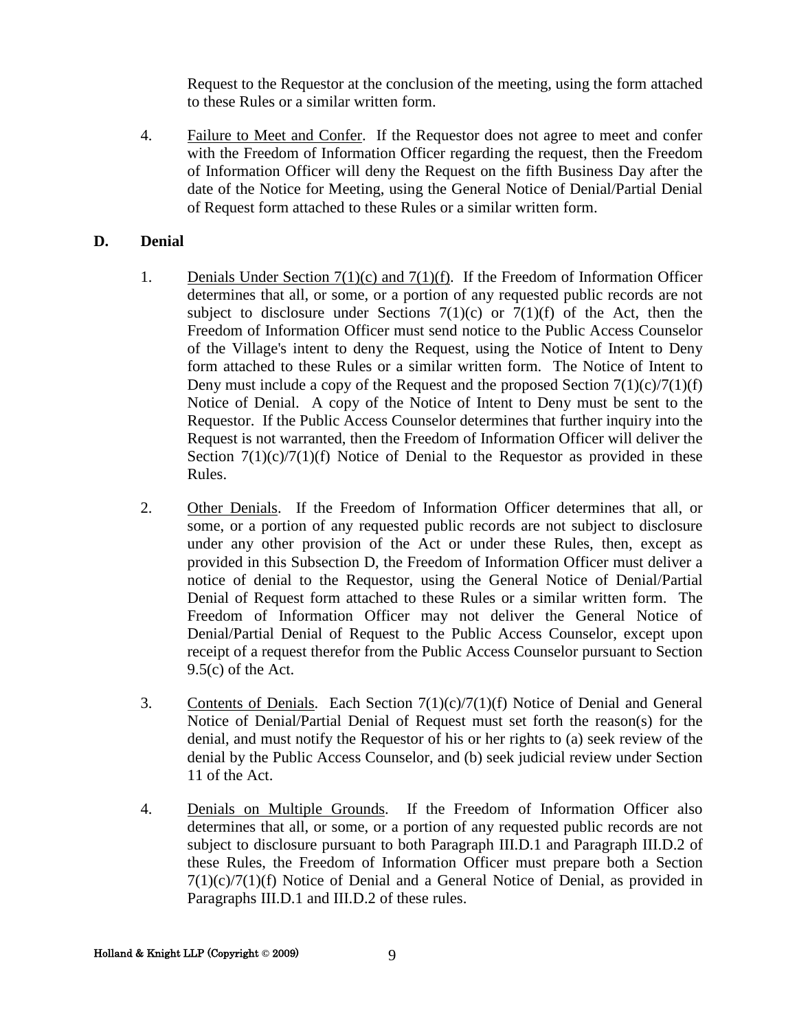Request to the Requestor at the conclusion of the meeting, using the form attached to these Rules or a similar written form.

4. Failure to Meet and Confer. If the Requestor does not agree to meet and confer with the Freedom of Information Officer regarding the request, then the Freedom of Information Officer will deny the Request on the fifth Business Day after the date of the Notice for Meeting, using the General Notice of Denial/Partial Denial of Request form attached to these Rules or a similar written form.

### D. Denial

1. Denials Under Section 7(1)(c) and 7(1)(f). If the Freedom of Information Officer determines that all, or some, or a portion of any requested public records are not subject to disclosure under Sections 7(1)(c) or 7(1)(f) of the Act, then the Freedom of Information Officer must send notice to the Public Access Counselor of the Village's intent to deny the Request, using the Notice of Intent to Deny form attached to these Rules or a similar written form. The Notice of Intent to Deny must include a copy of the Request and the proposed Section 7(1)(c)/7(1)(f) Notice of Denial. A copy of the Notice of Intent to Deny must be sent to the Requestor. If the Public Access Counselor determines that further inquiry into the Request is not warranted, then the Freedom of Information Officer will deliver the Section 7(1)(c)/7(1)(f) Notice of Denial to the Requestor as provided in these Rules.

2. Other Denials. If the Freedom of Information Officer determines that all, or some, or a portion of any requested public records are not subject to disclosure under any other provision of the Act or under these Rules, then, except as provided in this Subsection D, the Freedom of Information Officer must deliver a notice of denial to the Requestor, using the General Notice of Denial/Partial Denial of Request form attached to these Rules or a similar written form. The Freedom of Information Officer may not deliver the General Notice of Denial/Partial Denial of Request to the Public Access Counselor, except upon receipt of a request therefor from the Public Access Counselor pursuant to Section 9.5(c) of the Act.

3. Contents of Denials. Each Section 7(1)(c)/7(1)(f) Notice of Denial and General Notice of Denial/Partial Denial of Request must set forth the reason(s) for the denial, and must notify the Requestor of his or her rights to (a) seek review of the denial by the Public Access Counselor, and (b) seek judicial review under Section 11 of the Act.

4. Denials on Multiple Grounds. If the Freedom of Information Officer also determines that all, or some, or a portion of any requested public records are not subject to disclosure pursuant to both Paragraph III.D.1 and Paragraph III.D.2 of these Rules, the Freedom of Information Officer must prepare both a Section 7(1)(c)/7(1)(f) Notice of Denial and a General Notice of Denial, as provided in Paragraphs III.D.1 and III.D.2 of these rules.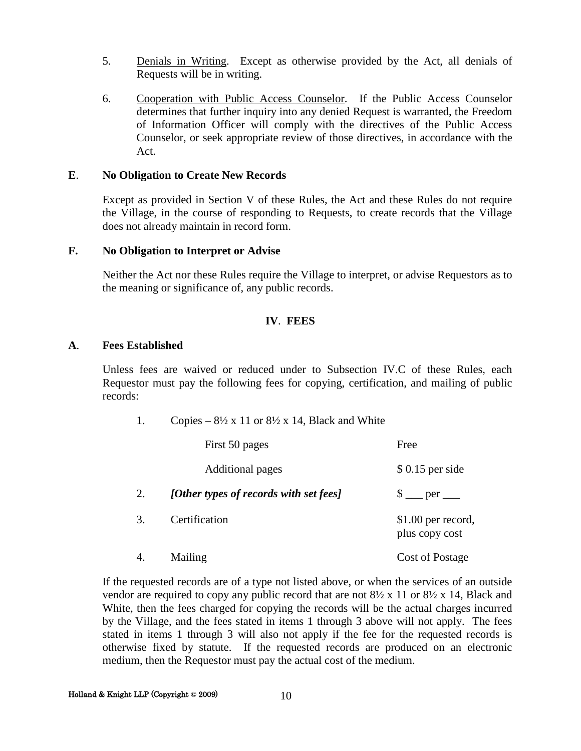5. Denials in Writing. Except as otherwise provided by the Act, all denials of Requests will be in writing.

6. Cooperation with Public Access Counselor. If the Public Access Counselor determines that further inquiry into any denied Request is warranted, the Freedom of Information Officer will comply with the directives of the Public Access Counselor, or seek appropriate review of those directives, in accordance with the Act.

### E. No Obligation to Create New Records

Except as provided in Section V of these Rules, the Act and these Rules do not require the Village, in the course of responding to Requests, to create records that the Village does not already maintain in record form.

### F. No Obligation to Interpret or Advise

Neither the Act nor these Rules require the Village to interpret, or advise Requestors as to the meaning or significance of, any public records.

## IV. FEES

### A. Fees Established

Unless fees are waived or reduced under to Subsection IV.C of these Rules, each Requestor must pay the following fees for copying, certification, and mailing of public records:

| | | |
|---|---|---|
| 1. | Copies – 8½ x 11 or 8½ x 14, Black and White | |
| | First 50 pages | Free |
| | Additional pages | $ 0.15 per side |
| 2. | *[Other types of records with set fees]* | $ ___ per ___ |
| 3. | Certification | $1.00 per record, plus copy cost |
| 4. | Mailing | Cost of Postage |

If the requested records are of a type not listed above, or when the services of an outside vendor are required to copy any public record that are not 8½ x 11 or 8½ x 14, Black and White, then the fees charged for copying the records will be the actual charges incurred by the Village, and the fees stated in items 1 through 3 above will not apply. The fees stated in items 1 through 3 will also not apply if the fee for the requested records is otherwise fixed by statute. If the requested records are produced on an electronic medium, then the Requestor must pay the actual cost of the medium.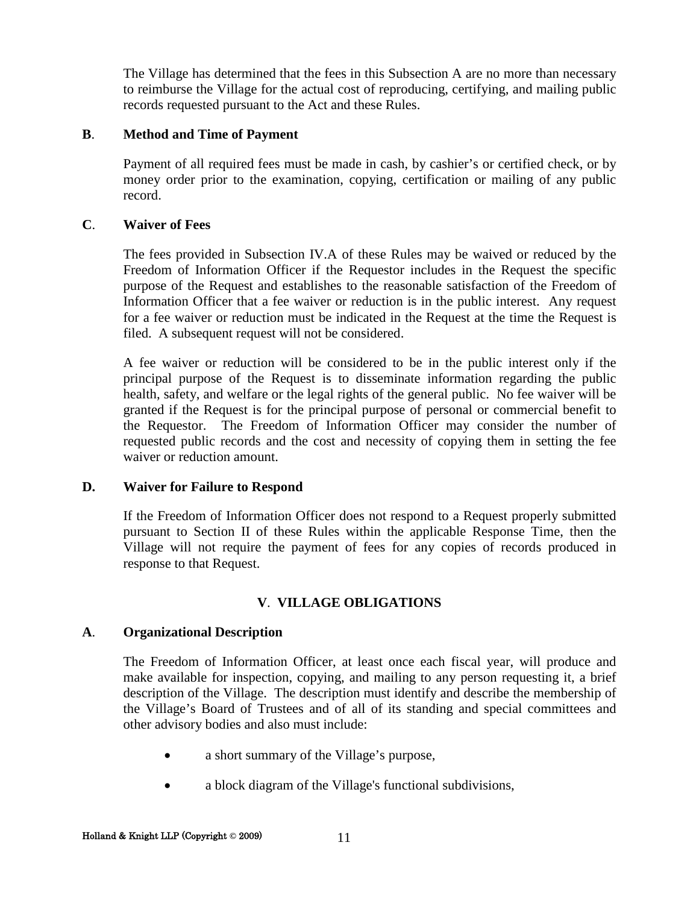The Village has determined that the fees in this Subsection A are no more than necessary to reimburse the Village for the actual cost of reproducing, certifying, and mailing public records requested pursuant to the Act and these Rules.

**B**. **Method and Time of Payment**

Payment of all required fees must be made in cash, by cashier's or certified check, or by money order prior to the examination, copying, certification or mailing of any public record.

**C**. **Waiver of Fees**

The fees provided in Subsection IV.A of these Rules may be waived or reduced by the Freedom of Information Officer if the Requestor includes in the Request the specific purpose of the Request and establishes to the reasonable satisfaction of the Freedom of Information Officer that a fee waiver or reduction is in the public interest. Any request for a fee waiver or reduction must be indicated in the Request at the time the Request is filed. A subsequent request will not be considered.

A fee waiver or reduction will be considered to be in the public interest only if the principal purpose of the Request is to disseminate information regarding the public health, safety, and welfare or the legal rights of the general public. No fee waiver will be granted if the Request is for the principal purpose of personal or commercial benefit to the Requestor. The Freedom of Information Officer may consider the number of requested public records and the cost and necessity of copying them in setting the fee waiver or reduction amount.

**D.** **Waiver for Failure to Respond**

If the Freedom of Information Officer does not respond to a Request properly submitted pursuant to Section II of these Rules within the applicable Response Time, then the Village will not require the payment of fees for any copies of records produced in response to that Request.

## V. VILLAGE OBLIGATIONS

**A**. **Organizational Description**

The Freedom of Information Officer, at least once each fiscal year, will produce and make available for inspection, copying, and mailing to any person requesting it, a brief description of the Village. The description must identify and describe the membership of the Village's Board of Trustees and of all of its standing and special committees and other advisory bodies and also must include:

- a short summary of the Village's purpose,
- a block diagram of the Village's functional subdivisions,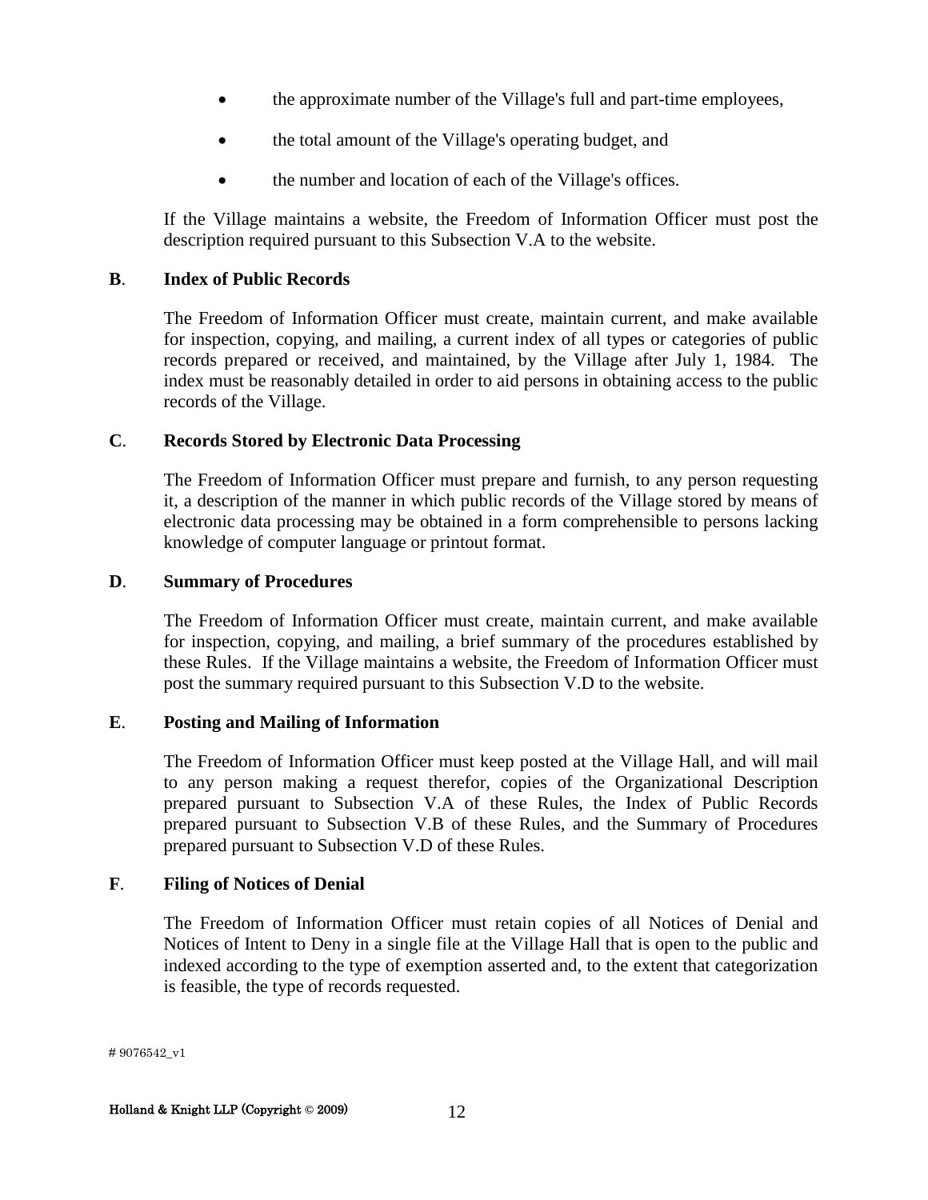- the approximate number of the Village's full and part-time employees,
- the total amount of the Village's operating budget, and
- the number and location of each of the Village's offices.

If the Village maintains a website, the Freedom of Information Officer must post the description required pursuant to this Subsection V.A to the website.

**B**. **Index of Public Records**

The Freedom of Information Officer must create, maintain current, and make available for inspection, copying, and mailing, a current index of all types or categories of public records prepared or received, and maintained, by the Village after July 1, 1984. The index must be reasonably detailed in order to aid persons in obtaining access to the public records of the Village.

**C**. **Records Stored by Electronic Data Processing**

The Freedom of Information Officer must prepare and furnish, to any person requesting it, a description of the manner in which public records of the Village stored by means of electronic data processing may be obtained in a form comprehensible to persons lacking knowledge of computer language or printout format.

**D**. **Summary of Procedures**

The Freedom of Information Officer must create, maintain current, and make available for inspection, copying, and mailing, a brief summary of the procedures established by these Rules. If the Village maintains a website, the Freedom of Information Officer must post the summary required pursuant to this Subsection V.D to the website.

**E**. **Posting and Mailing of Information**

The Freedom of Information Officer must keep posted at the Village Hall, and will mail to any person making a request therefor, copies of the Organizational Description prepared pursuant to Subsection V.A of these Rules, the Index of Public Records prepared pursuant to Subsection V.B of these Rules, and the Summary of Procedures prepared pursuant to Subsection V.D of these Rules.

**F**. **Filing of Notices of Denial**

The Freedom of Information Officer must retain copies of all Notices of Denial and Notices of Intent to Deny in a single file at the Village Hall that is open to the public and indexed according to the type of exemption asserted and, to the extent that categorization is feasible, the type of records requested.

# 9076542_v1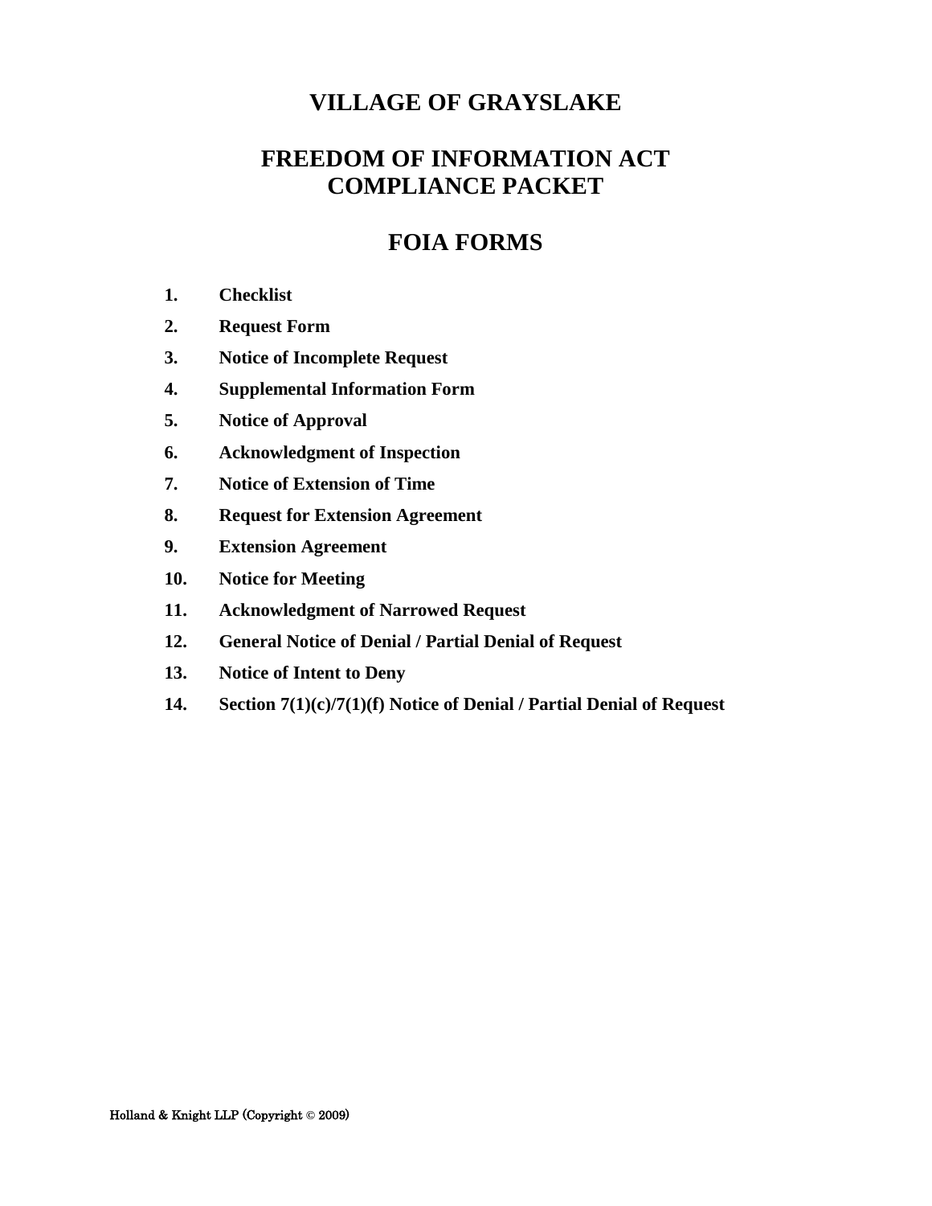# VILLAGE OF GRAYSLAKE

## FREEDOM OF INFORMATION ACT COMPLIANCE PACKET

## FOIA FORMS

1. **Checklist**
2. **Request Form**
3. **Notice of Incomplete Request**
4. **Supplemental Information Form**
5. **Notice of Approval**
6. **Acknowledgment of Inspection**
7. **Notice of Extension of Time**
8. **Request for Extension Agreement**
9. **Extension Agreement**
10. **Notice for Meeting**
11. **Acknowledgment of Narrowed Request**
12. **General Notice of Denial / Partial Denial of Request**
13. **Notice of Intent to Deny**
14. **Section 7(1)(c)/7(1)(f) Notice of Denial / Partial Denial of Request**

Holland & Knight LLP (Copyright © 2009)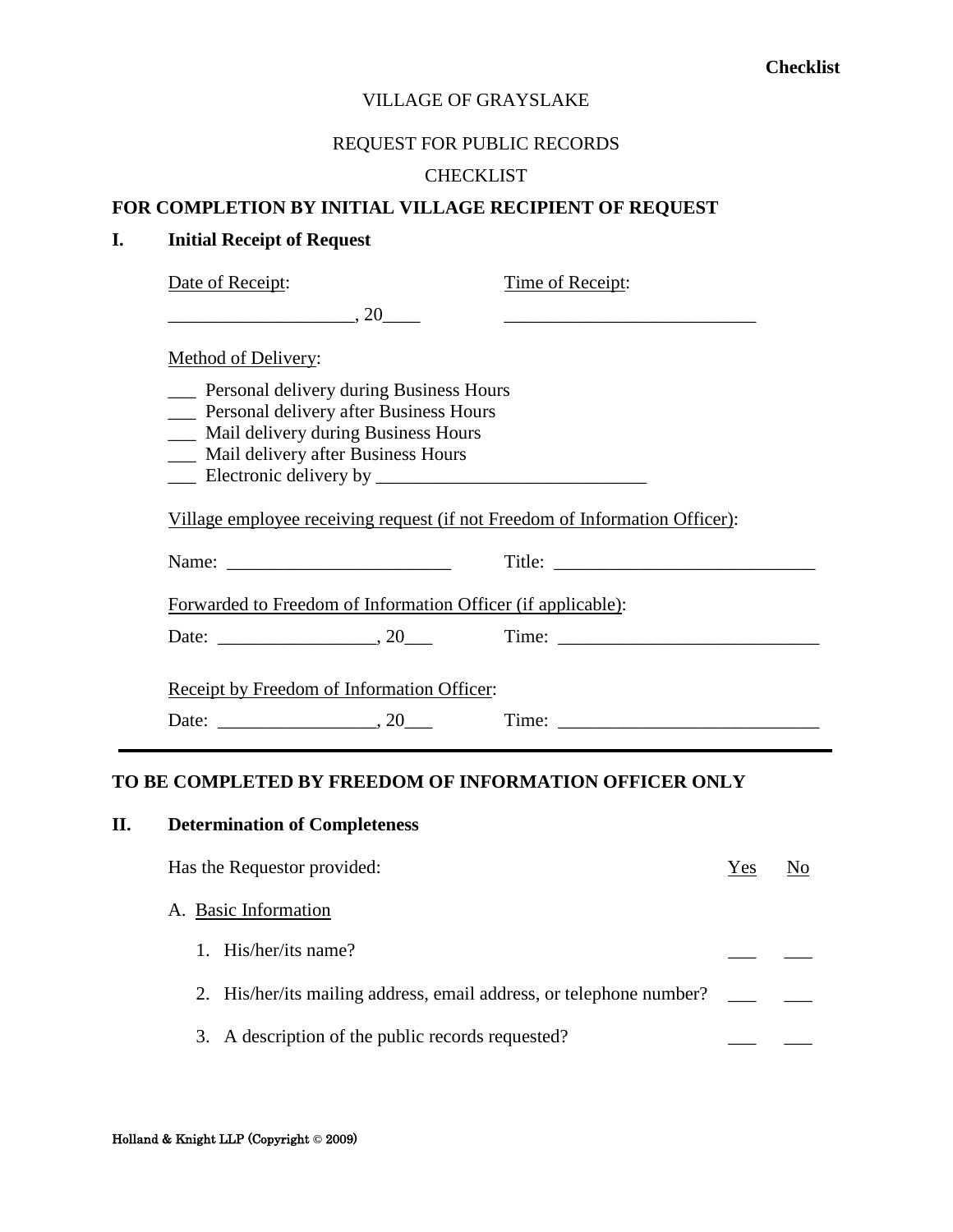**Checklist**

VILLAGE OF GRAYSLAKE

REQUEST FOR PUBLIC RECORDS

CHECKLIST

**FOR COMPLETION BY INITIAL VILLAGE RECIPIENT OF REQUEST**

## I. Initial Receipt of Request

Date of Receipt: ____________________, 20____

Time of Receipt: ___________________________

Method of Delivery:

___ Personal delivery during Business Hours
___ Personal delivery after Business Hours
___ Mail delivery during Business Hours
___ Mail delivery after Business Hours
___ Electronic delivery by _____________________________

Village employee receiving request (if not Freedom of Information Officer):

Name: ________________________ Title: ____________________________

Forwarded to Freedom of Information Officer (if applicable):

Date: _________________, 20___ Time: ____________________________

Receipt by Freedom of Information Officer:

Date: _________________, 20___ Time: ____________________________

---

**TO BE COMPLETED BY FREEDOM OF INFORMATION OFFICER ONLY**

## II. Determination of Completeness

| Has the Requestor provided: | Yes | No |
|---|---|---|
| A. Basic Information | | |
| 1. His/her/its name? | ___ | ___ |
| 2. His/her/its mailing address, email address, or telephone number? | ___ | ___ |
| 3. A description of the public records requested? | ___ | ___ |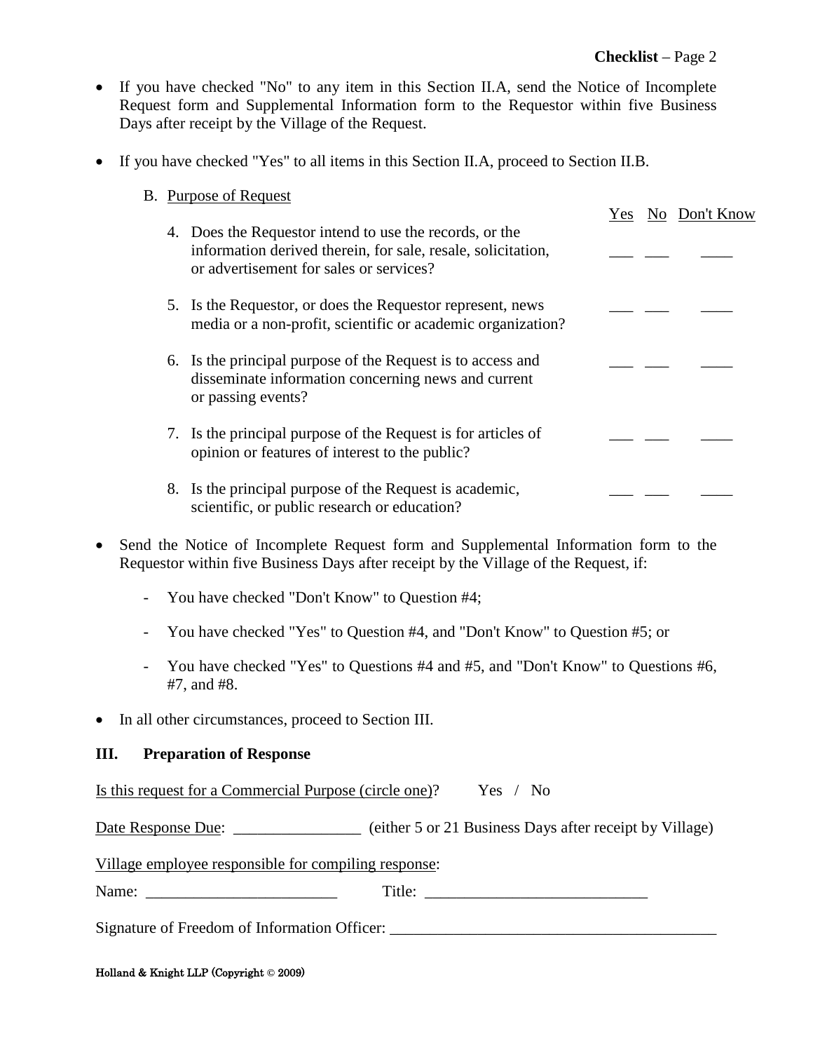- If you have checked "No" to any item in this Section II.A, send the Notice of Incomplete Request form and Supplemental Information form to the Requestor within five Business Days after receipt by the Village of the Request.

- If you have checked "Yes" to all items in this Section II.A, proceed to Section II.B.

B. Purpose of Request

| | Yes | No | Don't Know |
|---|---|---|---|
| 4. Does the Requestor intend to use the records, or the information derived therein, for sale, resale, solicitation, or advertisement for sales or services? | ___ | ___ | ____ |
| 5. Is the Requestor, or does the Requestor represent, news media or a non-profit, scientific or academic organization? | ___ | ___ | ____ |
| 6. Is the principal purpose of the Request is to access and disseminate information concerning news and current or passing events? | ___ | ___ | ____ |
| 7. Is the principal purpose of the Request is for articles of opinion or features of interest to the public? | ___ | ___ | ____ |
| 8. Is the principal purpose of the Request is academic, scientific, or public research or education? | ___ | ___ | ____ |

- Send the Notice of Incomplete Request form and Supplemental Information form to the Requestor within five Business Days after receipt by the Village of the Request, if:
  - You have checked "Don't Know" to Question #4;
  - You have checked "Yes" to Question #4, and "Don't Know" to Question #5; or
  - You have checked "Yes" to Questions #4 and #5, and "Don't Know" to Questions #6, #7, and #8.

- In all other circumstances, proceed to Section III.

## III. Preparation of Response

Is this request for a Commercial Purpose (circle one)? Yes / No

Date Response Due: ________________ (either 5 or 21 Business Days after receipt by Village)

Village employee responsible for compiling response:

Name: ________________________ Title: ____________________________

Signature of Freedom of Information Officer: _________________________________________

Holland & Knight LLP (Copyright © 2009)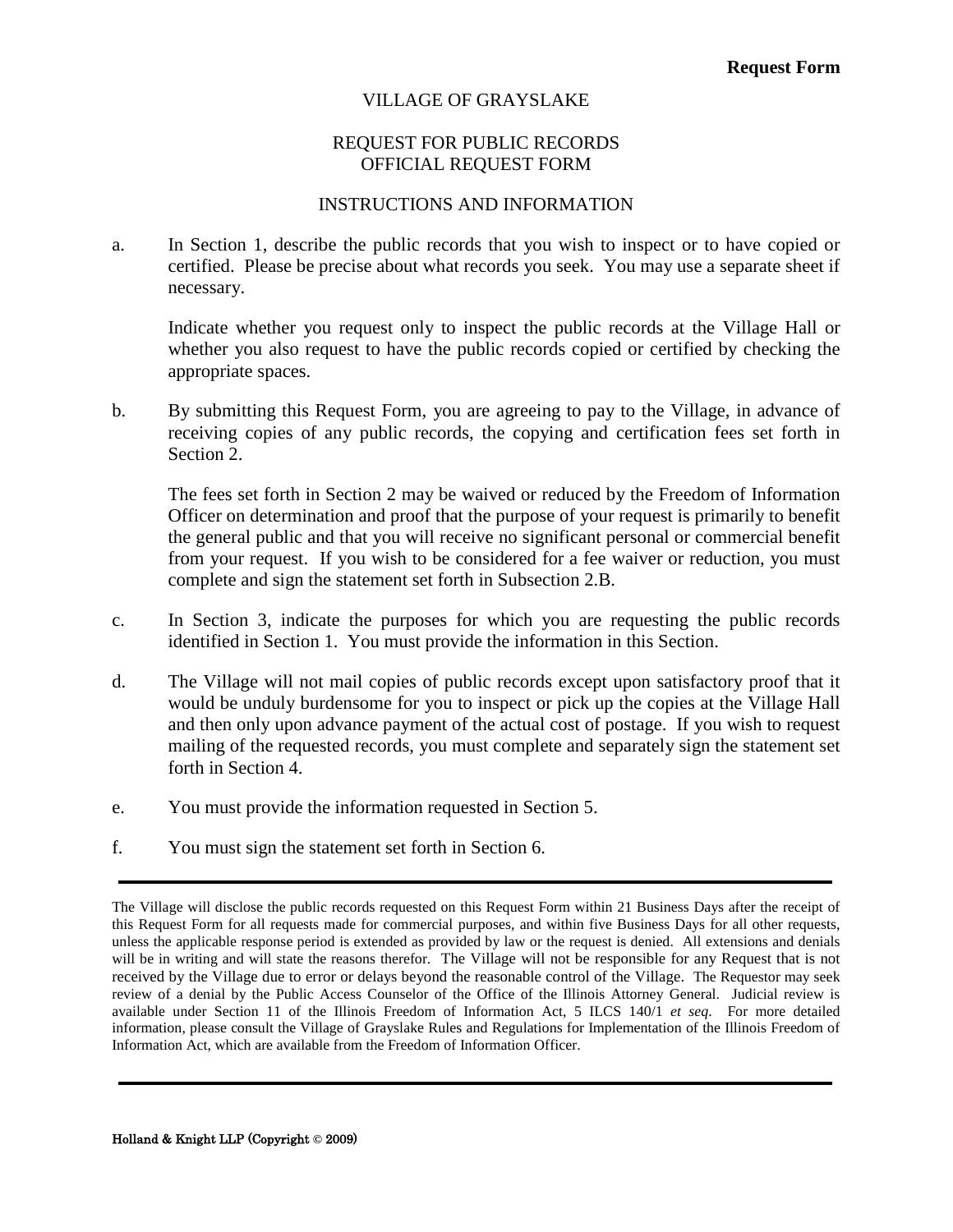**Request Form**

VILLAGE OF GRAYSLAKE

REQUEST FOR PUBLIC RECORDS
OFFICIAL REQUEST FORM

INSTRUCTIONS AND INFORMATION

a. In Section 1, describe the public records that you wish to inspect or to have copied or certified. Please be precise about what records you seek. You may use a separate sheet if necessary.

   Indicate whether you request only to inspect the public records at the Village Hall or whether you also request to have the public records copied or certified by checking the appropriate spaces.

b. By submitting this Request Form, you are agreeing to pay to the Village, in advance of receiving copies of any public records, the copying and certification fees set forth in Section 2.

   The fees set forth in Section 2 may be waived or reduced by the Freedom of Information Officer on determination and proof that the purpose of your request is primarily to benefit the general public and that you will receive no significant personal or commercial benefit from your request. If you wish to be considered for a fee waiver or reduction, you must complete and sign the statement set forth in Subsection 2.B.

c. In Section 3, indicate the purposes for which you are requesting the public records identified in Section 1. You must provide the information in this Section.

d. The Village will not mail copies of public records except upon satisfactory proof that it would be unduly burdensome for you to inspect or pick up the copies at the Village Hall and then only upon advance payment of the actual cost of postage. If you wish to request mailing of the requested records, you must complete and separately sign the statement set forth in Section 4.

e. You must provide the information requested in Section 5.

f. You must sign the statement set forth in Section 6.

---

The Village will disclose the public records requested on this Request Form within 21 Business Days after the receipt of this Request Form for all requests made for commercial purposes, and within five Business Days for all other requests, unless the applicable response period is extended as provided by law or the request is denied. All extensions and denials will be in writing and will state the reasons therefor. The Village will not be responsible for any Request that is not received by the Village due to error or delays beyond the reasonable control of the Village. The Requestor may seek review of a denial by the Public Access Counselor of the Office of the Illinois Attorney General. Judicial review is available under Section 11 of the Illinois Freedom of Information Act, 5 ILCS 140/1 *et seq*. For more detailed information, please consult the Village of Grayslake Rules and Regulations for Implementation of the Illinois Freedom of Information Act, which are available from the Freedom of Information Officer.

---

Holland & Knight LLP (Copyright © 2009)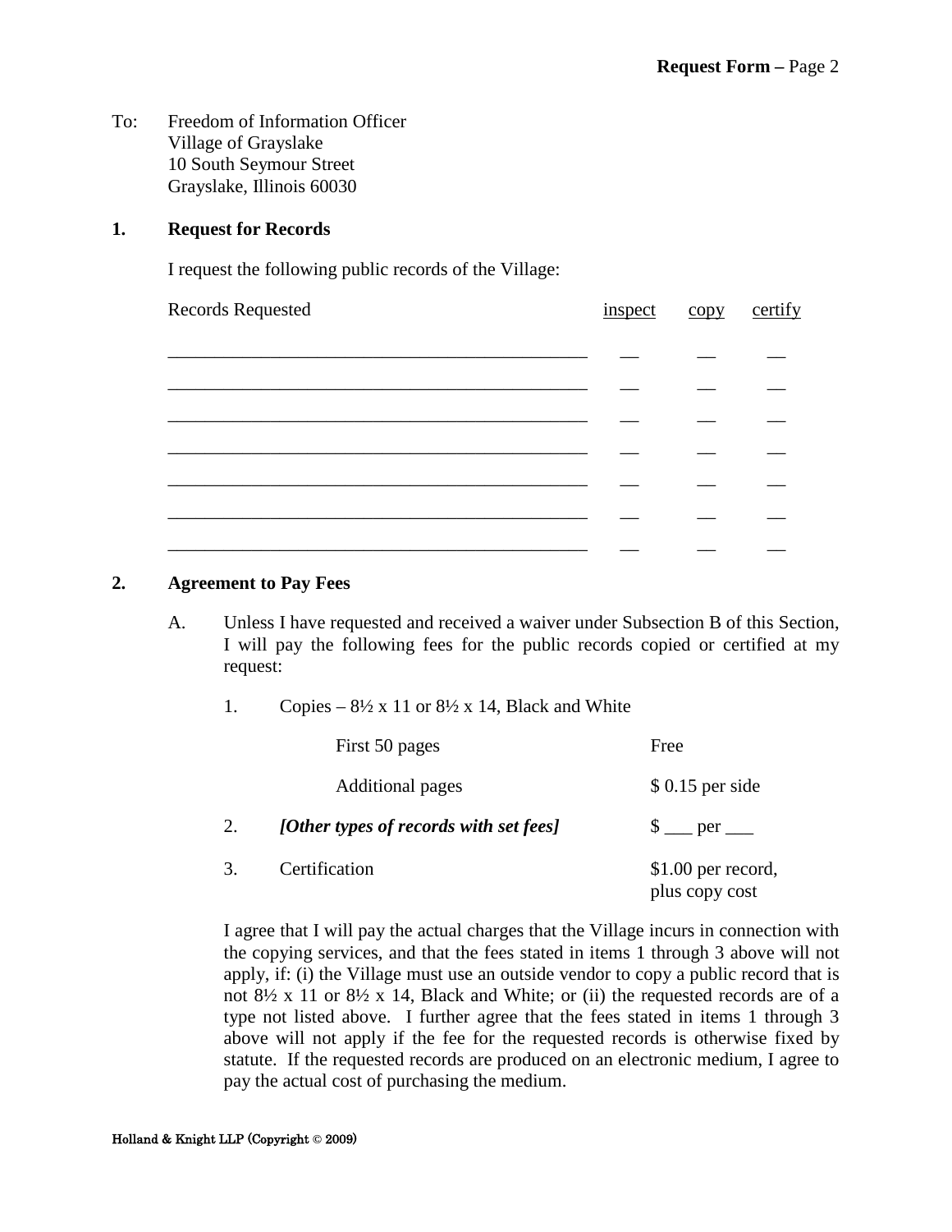To: Freedom of Information Officer
Village of Grayslake
10 South Seymour Street
Grayslake, Illinois 60030

**1. Request for Records**

I request the following public records of the Village:

| Records Requested | inspect | copy | certify |
|---|---|---|---|
| ______________________________________________ | __ | __ | __ |
| ______________________________________________ | __ | __ | __ |
| ______________________________________________ | __ | __ | __ |
| ______________________________________________ | __ | __ | __ |
| ______________________________________________ | __ | __ | __ |
| ______________________________________________ | __ | __ | __ |
| ______________________________________________ | __ | __ | __ |

**2. Agreement to Pay Fees**

A. Unless I have requested and received a waiver under Subsection B of this Section, I will pay the following fees for the public records copied or certified at my request:

1. Copies – 8½ x 11 or 8½ x 14, Black and White

| | |
|---|---|
| First 50 pages | Free |
| Additional pages | $ 0.15 per side |

2. ***[Other types of records with set fees]*** $ ___ per ___

3. Certification $1.00 per record, plus copy cost

I agree that I will pay the actual charges that the Village incurs in connection with the copying services, and that the fees stated in items 1 through 3 above will not apply, if: (i) the Village must use an outside vendor to copy a public record that is not 8½ x 11 or 8½ x 14, Black and White; or (ii) the requested records are of a type not listed above. I further agree that the fees stated in items 1 through 3 above will not apply if the fee for the requested records is otherwise fixed by statute. If the requested records are produced on an electronic medium, I agree to pay the actual cost of purchasing the medium.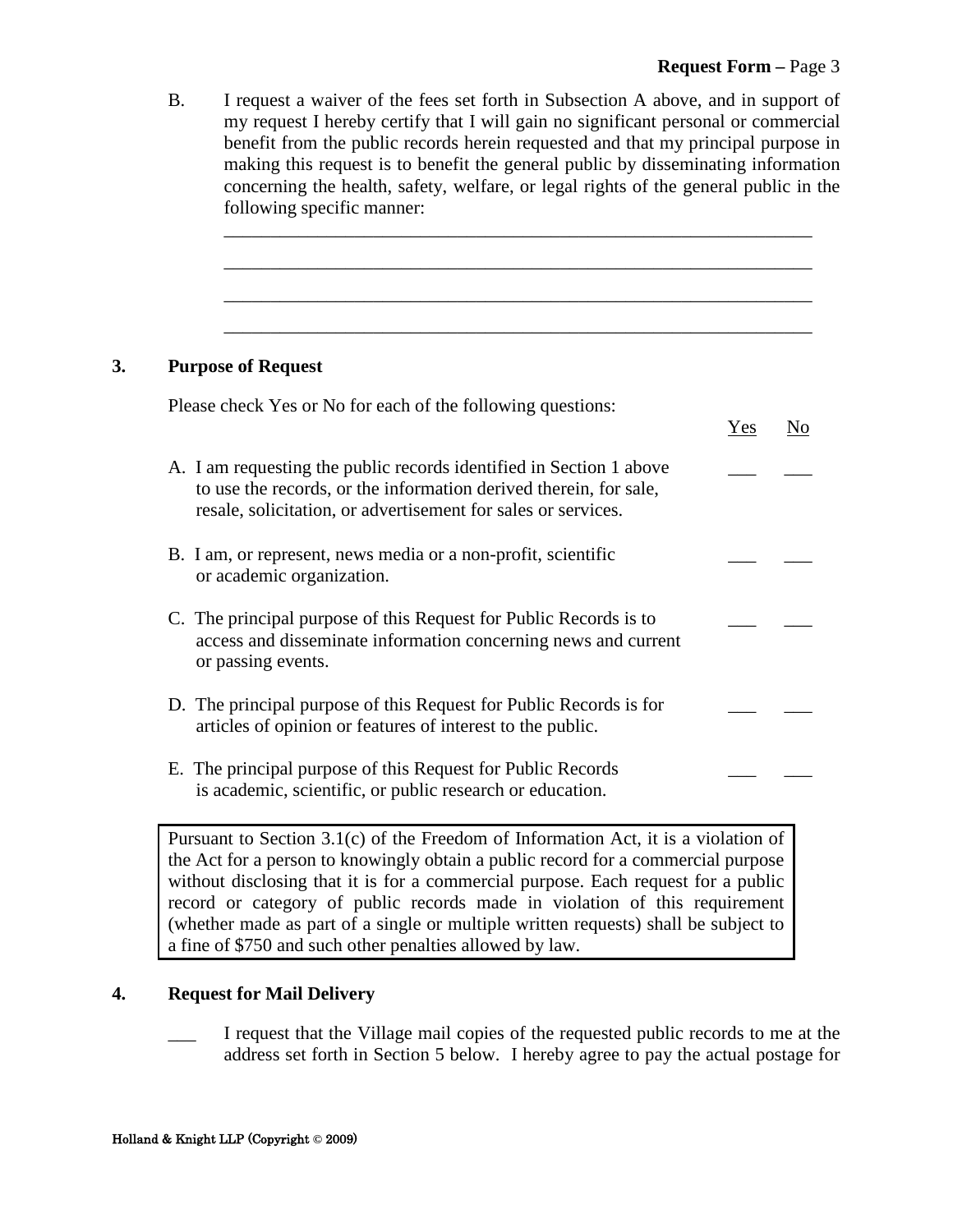B. I request a waiver of the fees set forth in Subsection A above, and in support of my request I hereby certify that I will gain no significant personal or commercial benefit from the public records herein requested and that my principal purpose in making this request is to benefit the general public by disseminating information concerning the health, safety, welfare, or legal rights of the general public in the following specific manner:

_______________________________________________________________

_______________________________________________________________

_______________________________________________________________

_______________________________________________________________

## 3. Purpose of Request

Please check Yes or No for each of the following questions:

| | Yes | No |
|---|---|---|
| A. I am requesting the public records identified in Section 1 above to use the records, or the information derived therein, for sale, resale, solicitation, or advertisement for sales or services. | ___ | ___ |
| B. I am, or represent, news media or a non-profit, scientific or academic organization. | ___ | ___ |
| C. The principal purpose of this Request for Public Records is to access and disseminate information concerning news and current or passing events. | ___ | ___ |
| D. The principal purpose of this Request for Public Records is for articles of opinion or features of interest to the public. | ___ | ___ |
| E. The principal purpose of this Request for Public Records is academic, scientific, or public research or education. | ___ | ___ |

> Pursuant to Section 3.1(c) of the Freedom of Information Act, it is a violation of the Act for a person to knowingly obtain a public record for a commercial purpose without disclosing that it is for a commercial purpose. Each request for a public record or category of public records made in violation of this requirement (whether made as part of a single or multiple written requests) shall be subject to a fine of $750 and such other penalties allowed by law.

## 4. Request for Mail Delivery

___ I request that the Village mail copies of the requested public records to me at the address set forth in Section 5 below. I hereby agree to pay the actual postage for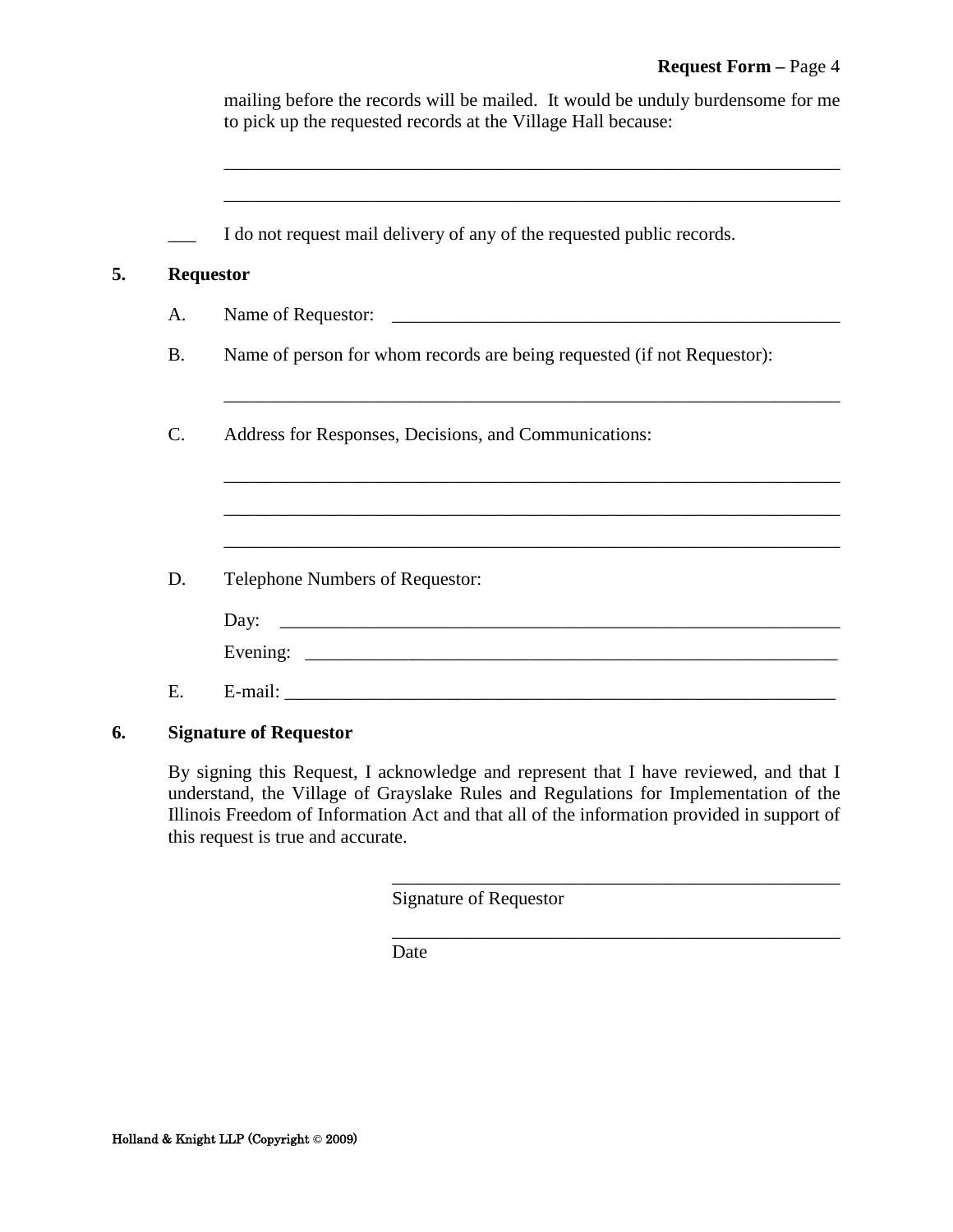mailing before the records will be mailed. It would be unduly burdensome for me to pick up the requested records at the Village Hall because:

_______________________________________________________________

_______________________________________________________________

___ I do not request mail delivery of any of the requested public records.

**5. Requestor**

A. Name of Requestor: _____________________________________________

B. Name of person for whom records are being requested (if not Requestor):

_______________________________________________________________

C. Address for Responses, Decisions, and Communications:

_______________________________________________________________

_______________________________________________________________

_______________________________________________________________

D. Telephone Numbers of Requestor:

Day: _________________________________________________________

Evening: _____________________________________________________

E. E-mail: _______________________________________________________

**6. Signature of Requestor**

By signing this Request, I acknowledge and represent that I have reviewed, and that I understand, the Village of Grayslake Rules and Regulations for Implementation of the Illinois Freedom of Information Act and that all of the information provided in support of this request is true and accurate.

_____________________________________________
Signature of Requestor

_____________________________________________
Date

Holland & Knight LLP (Copyright © 2009)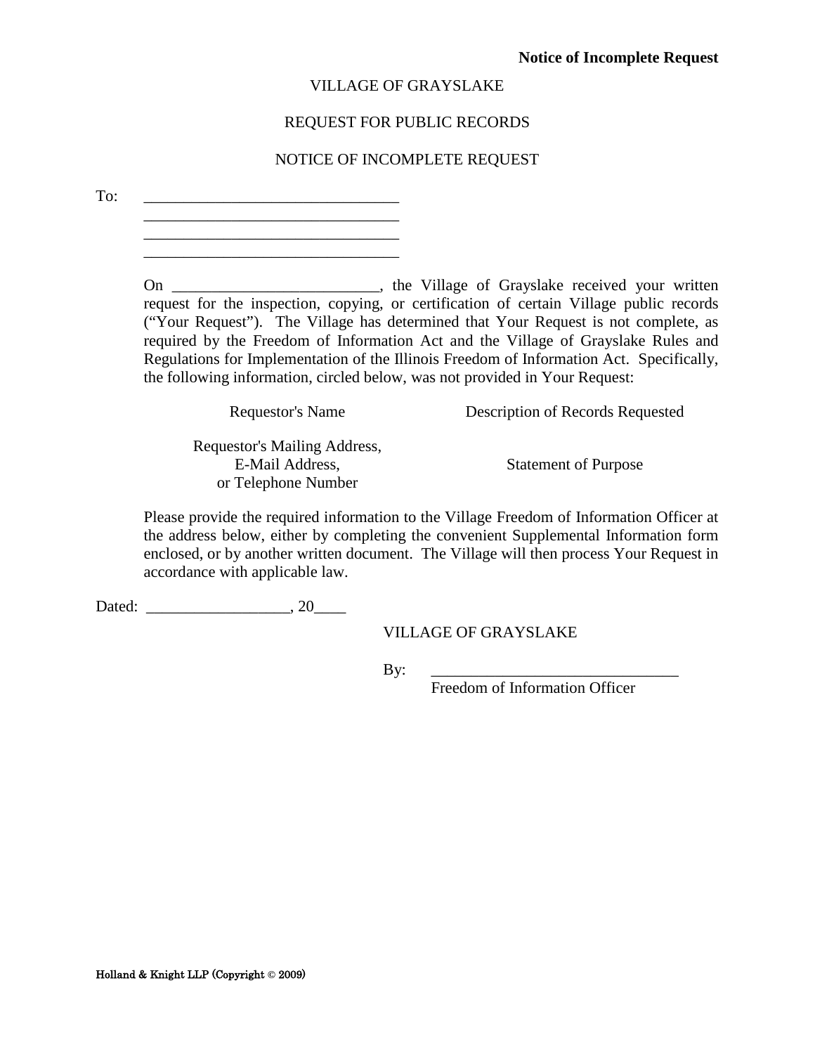**Notice of Incomplete Request**

VILLAGE OF GRAYSLAKE

REQUEST FOR PUBLIC RECORDS

NOTICE OF INCOMPLETE REQUEST

To: ________________________________
________________________________
________________________________
________________________________

On _________________________, the Village of Grayslake received your written request for the inspection, copying, or certification of certain Village public records ("Your Request"). The Village has determined that Your Request is not complete, as required by the Freedom of Information Act and the Village of Grayslake Rules and Regulations for Implementation of the Illinois Freedom of Information Act. Specifically, the following information, circled below, was not provided in Your Request:

| | |
|---|---|
| Requestor's Name | Description of Records Requested |
| Requestor's Mailing Address, E-Mail Address, or Telephone Number | Statement of Purpose |

Please provide the required information to the Village Freedom of Information Officer at the address below, either by completing the convenient Supplemental Information form enclosed, or by another written document. The Village will then process Your Request in accordance with applicable law.

Dated: _________________, 20____

VILLAGE OF GRAYSLAKE

By: ______________________________
Freedom of Information Officer

Holland & Knight LLP (Copyright © 2009)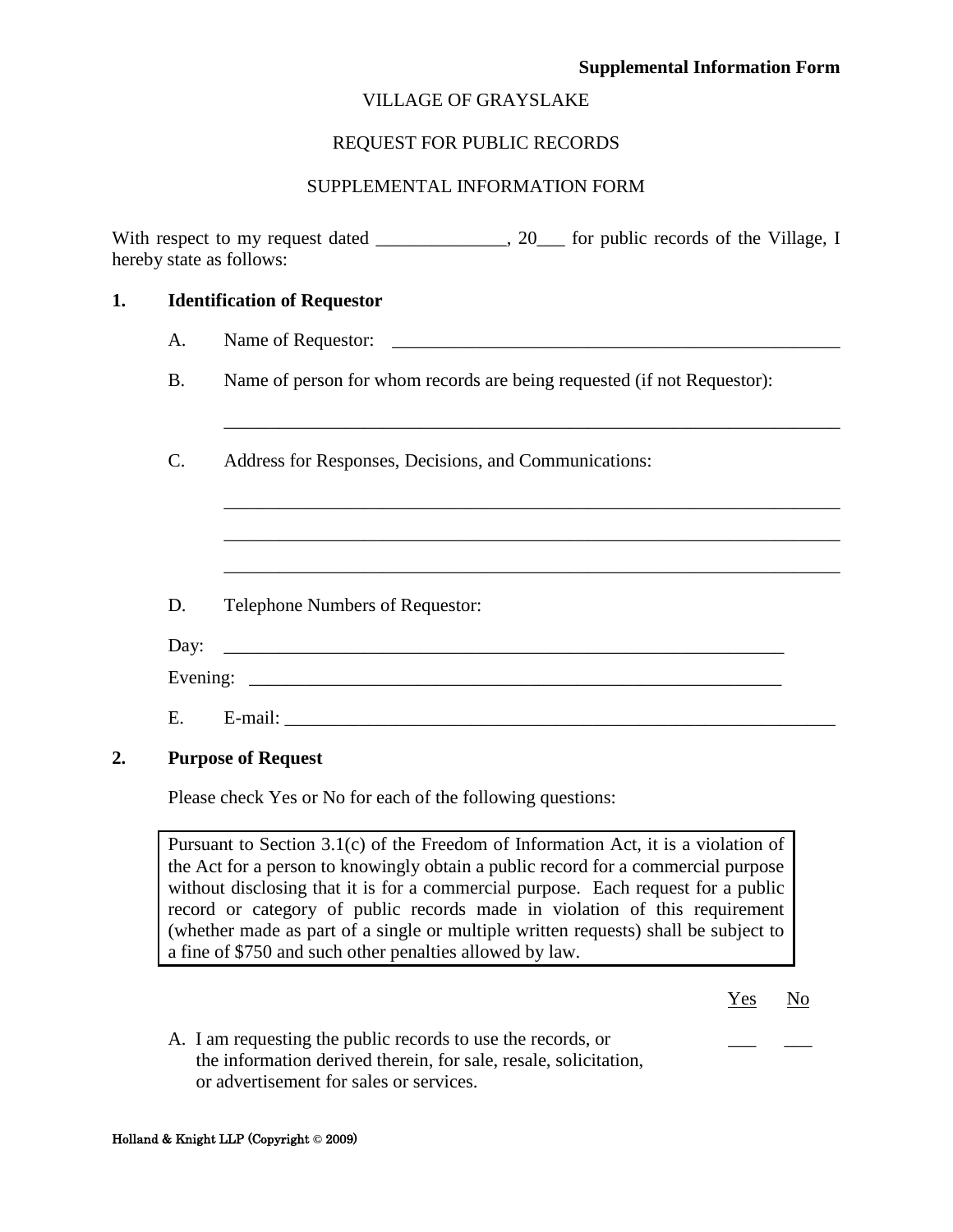**Supplemental Information Form**

VILLAGE OF GRAYSLAKE

REQUEST FOR PUBLIC RECORDS

SUPPLEMENTAL INFORMATION FORM

With respect to my request dated ______________, 20___ for public records of the Village, I hereby state as follows:

**1. Identification of Requestor**

A. Name of Requestor: ____________________________________________________

B. Name of person for whom records are being requested (if not Requestor):

____________________________________________________________________

C. Address for Responses, Decisions, and Communications:

____________________________________________________________________

____________________________________________________________________

____________________________________________________________________

D. Telephone Numbers of Requestor:

Day: ________________________________________________________________

Evening: _____________________________________________________________

E. E-mail: ______________________________________________________________

**2. Purpose of Request**

Please check Yes or No for each of the following questions:

> Pursuant to Section 3.1(c) of the Freedom of Information Act, it is a violation of the Act for a person to knowingly obtain a public record for a commercial purpose without disclosing that it is for a commercial purpose. Each request for a public record or category of public records made in violation of this requirement (whether made as part of a single or multiple written requests) shall be subject to a fine of $750 and such other penalties allowed by law.

| | Yes | No |
|---|---|---|
| A. I am requesting the public records to use the records, or the information derived therein, for sale, resale, solicitation, or advertisement for sales or services. | ___ | ___ |

Holland & Knight LLP (Copyright © 2009)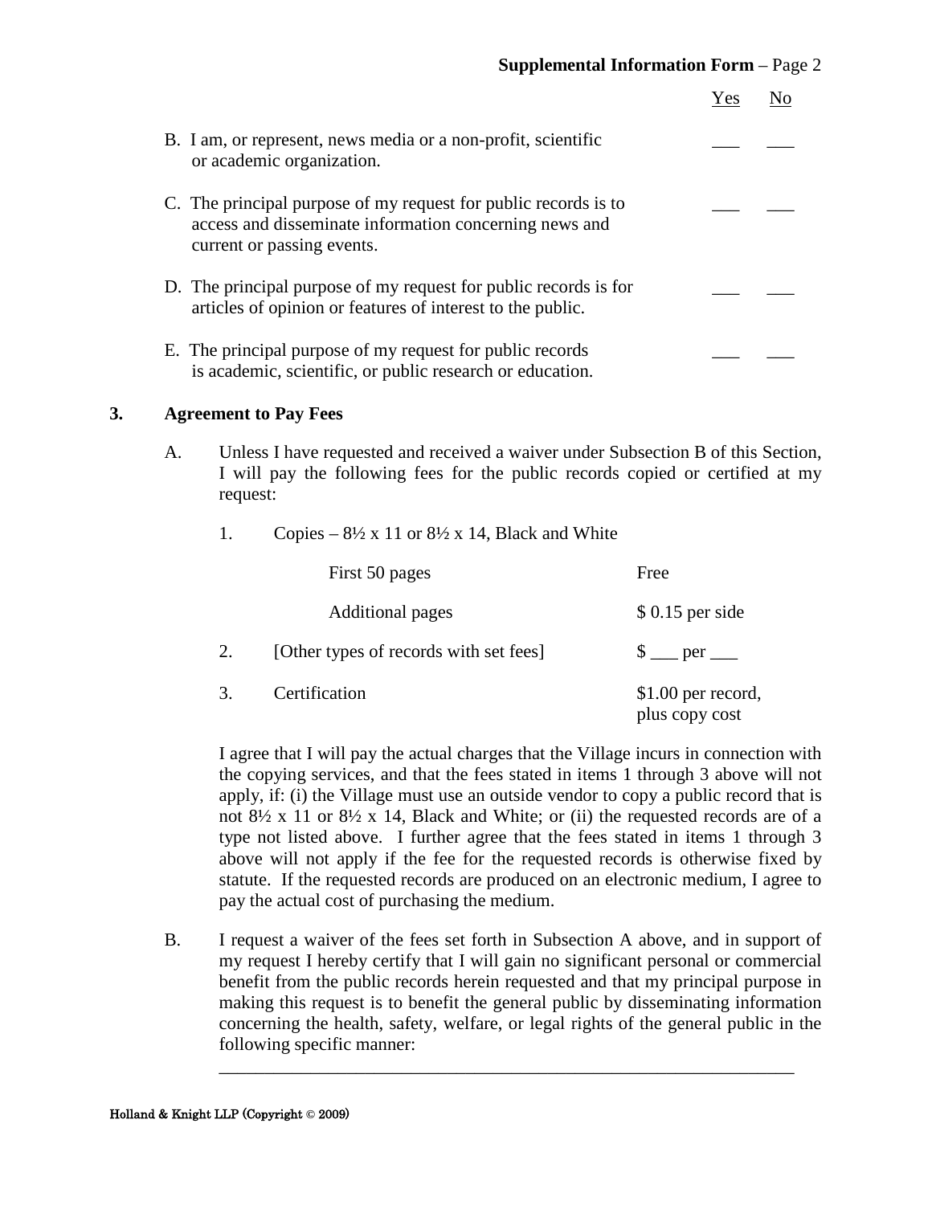| | Yes | No |
|---|---|---|
| B. I am, or represent, news media or a non-profit, scientific or academic organization. | ___ | ___ |
| C. The principal purpose of my request for public records is to access and disseminate information concerning news and current or passing events. | ___ | ___ |
| D. The principal purpose of my request for public records is for articles of opinion or features of interest to the public. | ___ | ___ |
| E. The principal purpose of my request for public records is academic, scientific, or public research or education. | ___ | ___ |

**3. Agreement to Pay Fees**

A. Unless I have requested and received a waiver under Subsection B of this Section, I will pay the following fees for the public records copied or certified at my request:

| | | |
|---|---|---|
| 1. | Copies – 8½ x 11 or 8½ x 14, Black and White | |
| | First 50 pages | Free |
| | Additional pages | $ 0.15 per side |
| 2. | [Other types of records with set fees] | $ ___ per ___ |
| 3. | Certification | $1.00 per record, plus copy cost |

I agree that I will pay the actual charges that the Village incurs in connection with the copying services, and that the fees stated in items 1 through 3 above will not apply, if: (i) the Village must use an outside vendor to copy a public record that is not 8½ x 11 or 8½ x 14, Black and White; or (ii) the requested records are of a type not listed above. I further agree that the fees stated in items 1 through 3 above will not apply if the fee for the requested records is otherwise fixed by statute. If the requested records are produced on an electronic medium, I agree to pay the actual cost of purchasing the medium.

B. I request a waiver of the fees set forth in Subsection A above, and in support of my request I hereby certify that I will gain no significant personal or commercial benefit from the public records herein requested and that my principal purpose in making this request is to benefit the general public by disseminating information concerning the health, safety, welfare, or legal rights of the general public in the following specific manner:

_______________________________________________________________

Holland & Knight LLP (Copyright © 2009)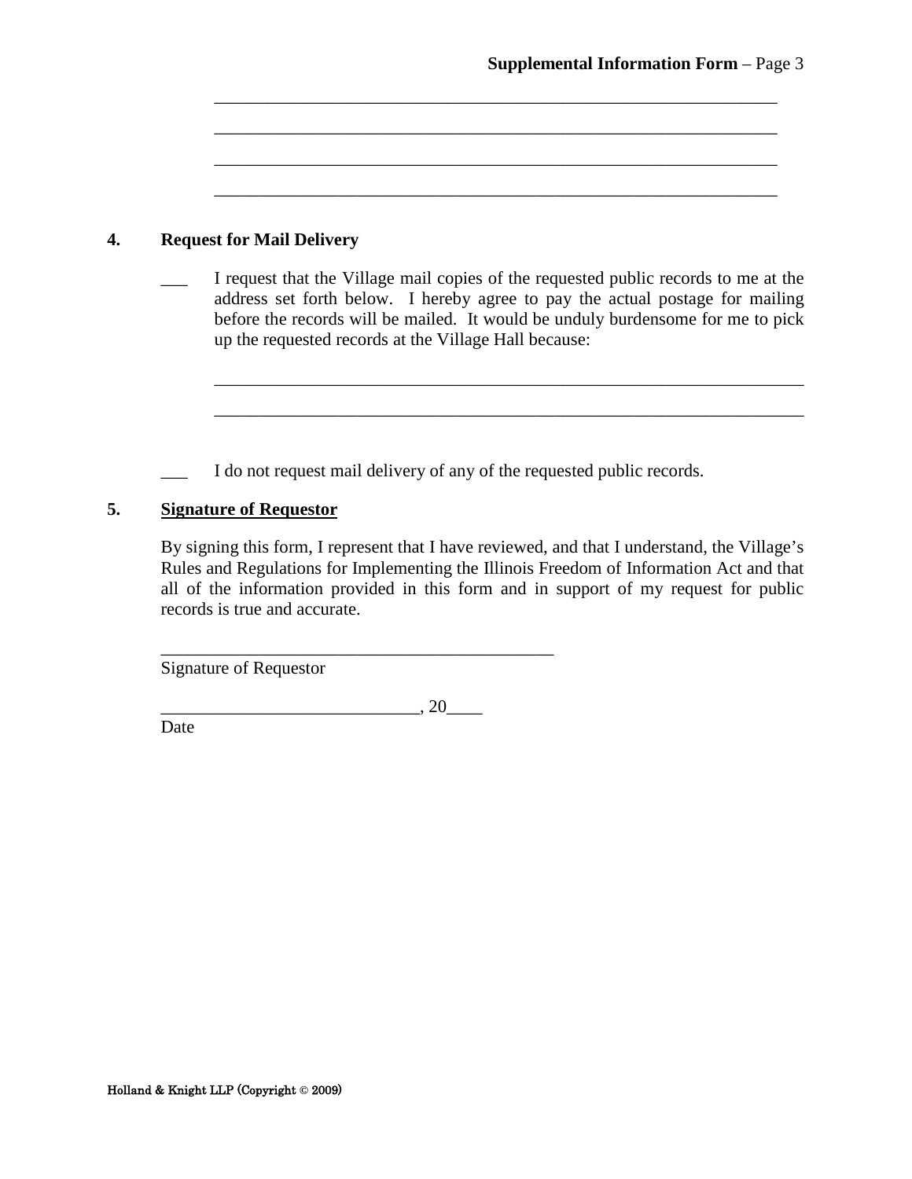\_\_\_\_\_\_\_\_\_\_\_\_\_\_\_\_\_\_\_\_\_\_\_\_\_\_\_\_\_\_\_\_\_\_\_\_\_\_\_\_\_\_\_\_\_\_\_\_\_\_\_\_\_\_\_\_\_\_\_\_\_\_\_\_

\_\_\_\_\_\_\_\_\_\_\_\_\_\_\_\_\_\_\_\_\_\_\_\_\_\_\_\_\_\_\_\_\_\_\_\_\_\_\_\_\_\_\_\_\_\_\_\_\_\_\_\_\_\_\_\_\_\_\_\_\_\_\_\_

\_\_\_\_\_\_\_\_\_\_\_\_\_\_\_\_\_\_\_\_\_\_\_\_\_\_\_\_\_\_\_\_\_\_\_\_\_\_\_\_\_\_\_\_\_\_\_\_\_\_\_\_\_\_\_\_\_\_\_\_\_\_\_\_

\_\_\_\_\_\_\_\_\_\_\_\_\_\_\_\_\_\_\_\_\_\_\_\_\_\_\_\_\_\_\_\_\_\_\_\_\_\_\_\_\_\_\_\_\_\_\_\_\_\_\_\_\_\_\_\_\_\_\_\_\_\_\_\_

**4. Request for Mail Delivery**

\_\_\_ I request that the Village mail copies of the requested public records to me at the address set forth below. I hereby agree to pay the actual postage for mailing before the records will be mailed. It would be unduly burdensome for me to pick up the requested records at the Village Hall because:

\_\_\_\_\_\_\_\_\_\_\_\_\_\_\_\_\_\_\_\_\_\_\_\_\_\_\_\_\_\_\_\_\_\_\_\_\_\_\_\_\_\_\_\_\_\_\_\_\_\_\_\_\_\_\_\_\_\_\_\_\_\_\_\_

\_\_\_\_\_\_\_\_\_\_\_\_\_\_\_\_\_\_\_\_\_\_\_\_\_\_\_\_\_\_\_\_\_\_\_\_\_\_\_\_\_\_\_\_\_\_\_\_\_\_\_\_\_\_\_\_\_\_\_\_\_\_\_\_

\_\_\_ I do not request mail delivery of any of the requested public records.

**5. <u>Signature of Requestor</u>**

By signing this form, I represent that I have reviewed, and that I understand, the Village's Rules and Regulations for Implementing the Illinois Freedom of Information Act and that all of the information provided in this form and in support of my request for public records is true and accurate.

\_\_\_\_\_\_\_\_\_\_\_\_\_\_\_\_\_\_\_\_\_\_\_\_\_\_\_\_\_\_\_\_\_\_\_\_\_\_\_\_\_\_\_\_\_
Signature of Requestor

\_\_\_\_\_\_\_\_\_\_\_\_\_\_\_\_\_\_\_\_\_\_\_\_\_\_\_\_\_, 20\_\_\_\_
Date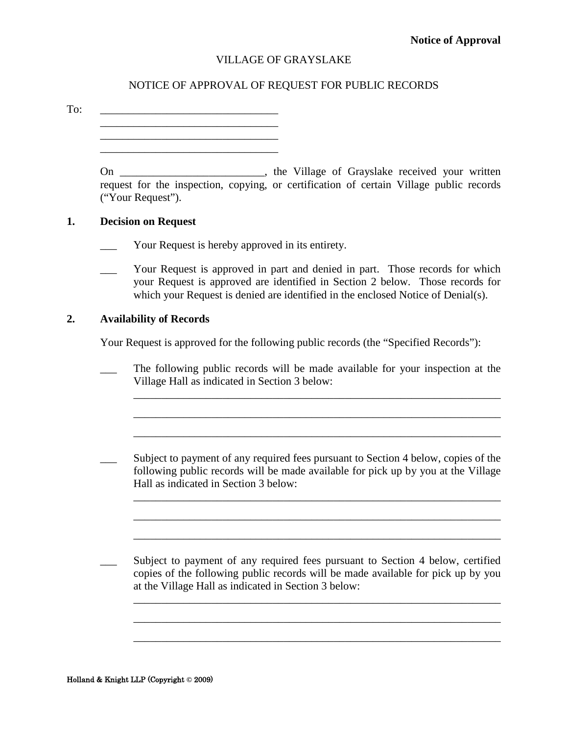**Notice of Approval**

VILLAGE OF GRAYSLAKE

NOTICE OF APPROVAL OF REQUEST FOR PUBLIC RECORDS

To: ________________________________
________________________________
________________________________
________________________________

On _________________________, the Village of Grayslake received your written request for the inspection, copying, or certification of certain Village public records ("Your Request").

**1. Decision on Request**

___ Your Request is hereby approved in its entirety.

___ Your Request is approved in part and denied in part. Those records for which your Request is approved are identified in Section 2 below. Those records for which your Request is denied are identified in the enclosed Notice of Denial(s).

**2. Availability of Records**

Your Request is approved for the following public records (the "Specified Records"):

___ The following public records will be made available for your inspection at the Village Hall as indicated in Section 3 below:

_________________________________________________________________

_________________________________________________________________

_________________________________________________________________

___ Subject to payment of any required fees pursuant to Section 4 below, copies of the following public records will be made available for pick up by you at the Village Hall as indicated in Section 3 below:

_________________________________________________________________

_________________________________________________________________

_________________________________________________________________

___ Subject to payment of any required fees pursuant to Section 4 below, certified copies of the following public records will be made available for pick up by you at the Village Hall as indicated in Section 3 below:

_________________________________________________________________

_________________________________________________________________

_________________________________________________________________

Holland & Knight LLP (Copyright © 2009)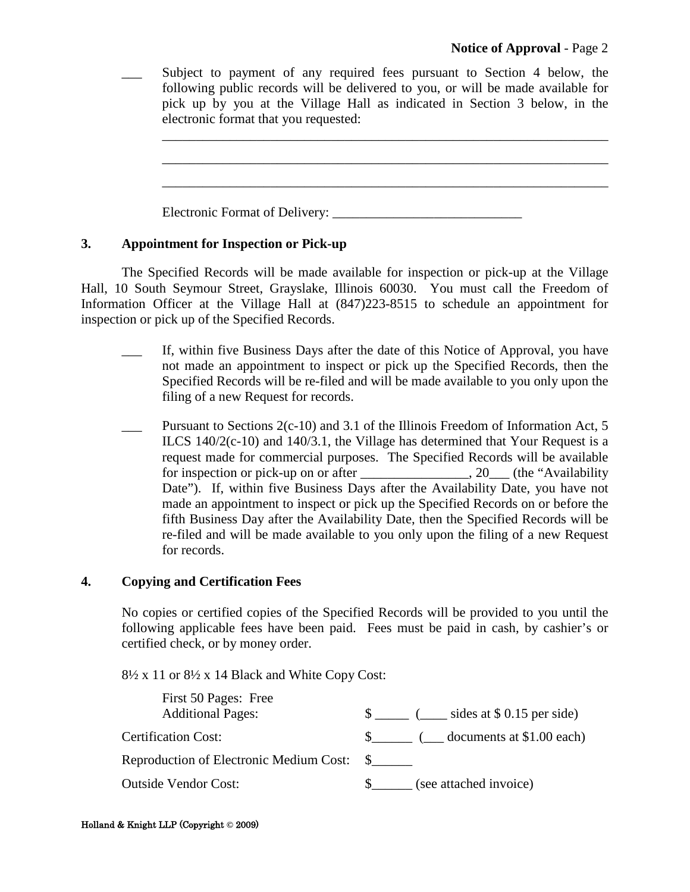___ Subject to payment of any required fees pursuant to Section 4 below, the following public records will be delivered to you, or will be made available for pick up by you at the Village Hall as indicated in Section 3 below, in the electronic format that you requested:

_____________________________________________________________________

_____________________________________________________________________

_____________________________________________________________________

Electronic Format of Delivery: ____________________________

## 3. Appointment for Inspection or Pick-up

The Specified Records will be made available for inspection or pick-up at the Village Hall, 10 South Seymour Street, Grayslake, Illinois 60030. You must call the Freedom of Information Officer at the Village Hall at (847)223-8515 to schedule an appointment for inspection or pick up of the Specified Records.

___ If, within five Business Days after the date of this Notice of Approval, you have not made an appointment to inspect or pick up the Specified Records, then the Specified Records will be re-filed and will be made available to you only upon the filing of a new Request for records.

___ Pursuant to Sections 2(c-10) and 3.1 of the Illinois Freedom of Information Act, 5 ILCS 140/2(c-10) and 140/3.1, the Village has determined that Your Request is a request made for commercial purposes. The Specified Records will be available for inspection or pick-up on or after ________________, 20___ (the "Availability Date"). If, within five Business Days after the Availability Date, you have not made an appointment to inspect or pick up the Specified Records on or before the fifth Business Day after the Availability Date, then the Specified Records will be re-filed and will be made available to you only upon the filing of a new Request for records.

## 4. Copying and Certification Fees

No copies or certified copies of the Specified Records will be provided to you until the following applicable fees have been paid. Fees must be paid in cash, by cashier's or certified check, or by money order.

8½ x 11 or 8½ x 14 Black and White Copy Cost:

First 50 Pages: Free
Additional Pages: $ _____ (____ sides at $ 0.15 per side)

Certification Cost: $______ (___ documents at $1.00 each)

Reproduction of Electronic Medium Cost: $______

Outside Vendor Cost: $______ (see attached invoice)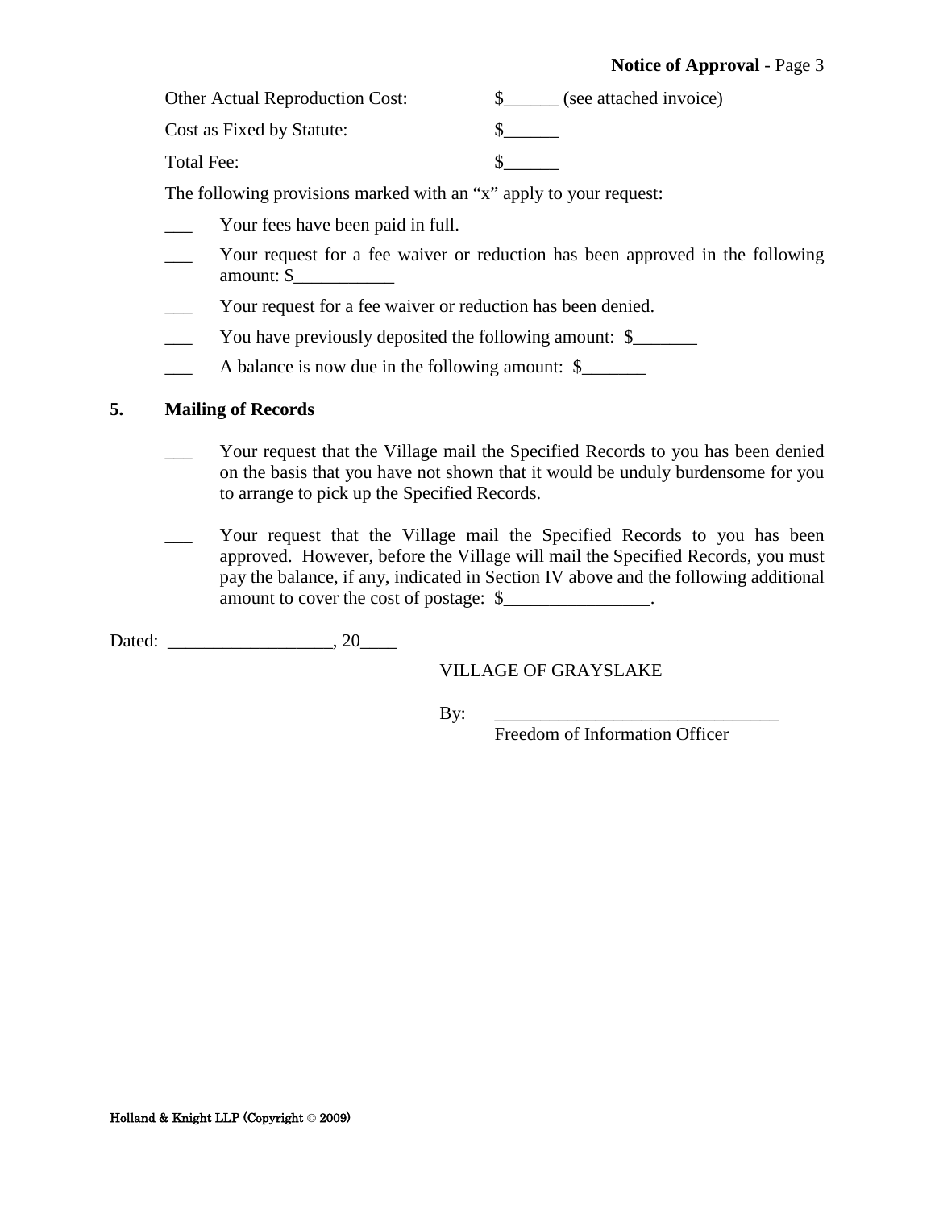Other Actual Reproduction Cost: $______ (see attached invoice)

Cost as Fixed by Statute: $______

Total Fee: $______

The following provisions marked with an "x" apply to your request:

___ Your fees have been paid in full.

___ Your request for a fee waiver or reduction has been approved in the following amount: $___________

___ Your request for a fee waiver or reduction has been denied.

___ You have previously deposited the following amount: $_______

___ A balance is now due in the following amount: $_______

## 5. Mailing of Records

___ Your request that the Village mail the Specified Records to you has been denied on the basis that you have not shown that it would be unduly burdensome for you to arrange to pick up the Specified Records.

___ Your request that the Village mail the Specified Records to you has been approved. However, before the Village will mail the Specified Records, you must pay the balance, if any, indicated in Section IV above and the following additional amount to cover the cost of postage: $________________.

Dated: __________________, 20____

VILLAGE OF GRAYSLAKE

By: ______________________________
Freedom of Information Officer

Holland & Knight LLP (Copyright © 2009)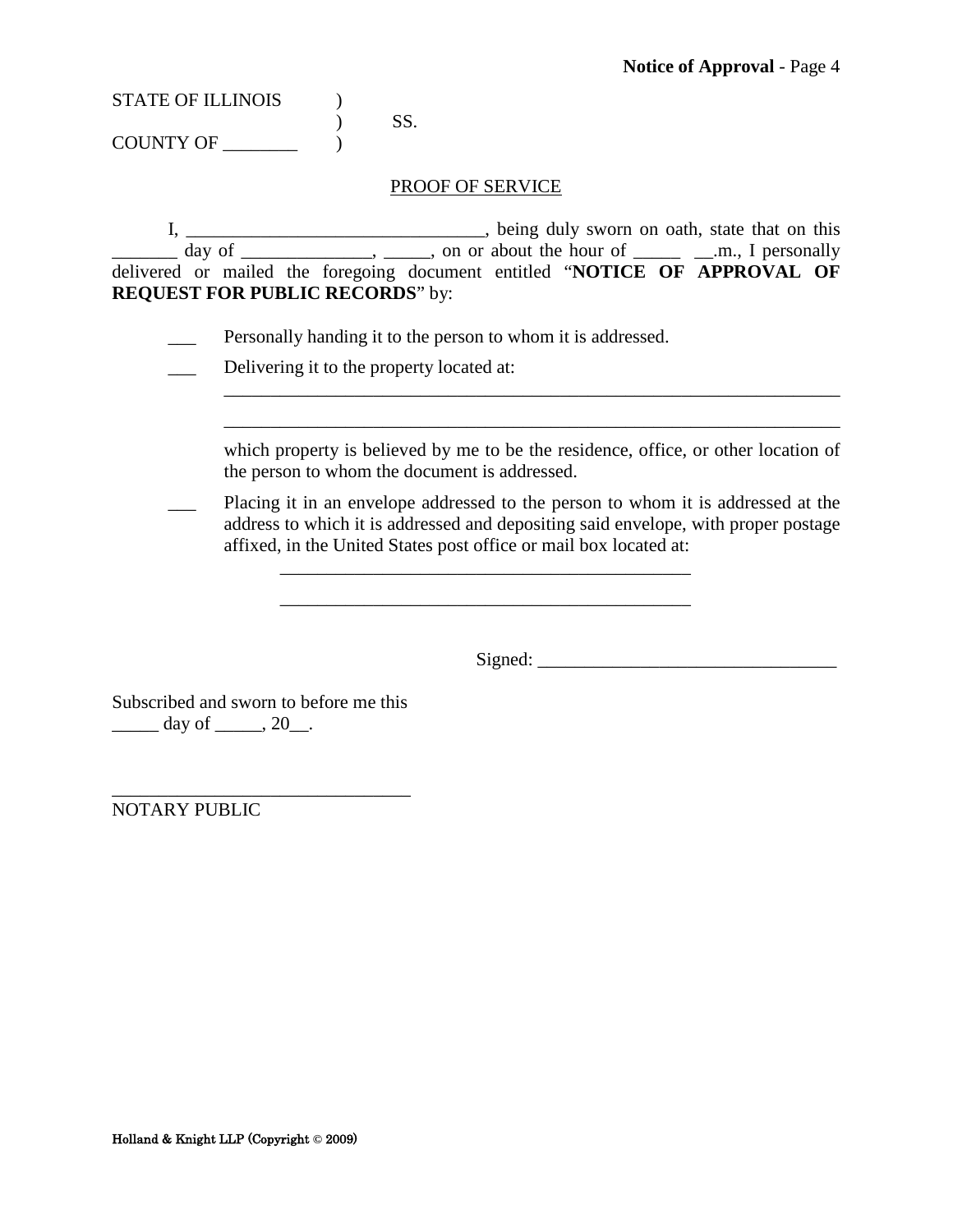STATE OF ILLINOIS )
) SS.
COUNTY OF ________ )

PROOF OF SERVICE

I, ________________________________, being duly sworn on oath, state that on this _______ day of ______________, _____, on or about the hour of _____ __.m., I personally delivered or mailed the foregoing document entitled "**NOTICE OF APPROVAL OF REQUEST FOR PUBLIC RECORDS**" by:

___ Personally handing it to the person to whom it is addressed.

___ Delivering it to the property located at:

_____________________________________________________________________

_____________________________________________________________________

which property is believed by me to be the residence, office, or other location of the person to whom the document is addressed.

___ Placing it in an envelope addressed to the person to whom it is addressed at the address to which it is addressed and depositing said envelope, with proper postage affixed, in the United States post office or mail box located at:

_____________________________________________

_____________________________________________

Signed: ________________________________

Subscribed and sworn to before me this
_____ day of _____, 20__.

________________________________
NOTARY PUBLIC

Holland & Knight LLP (Copyright © 2009)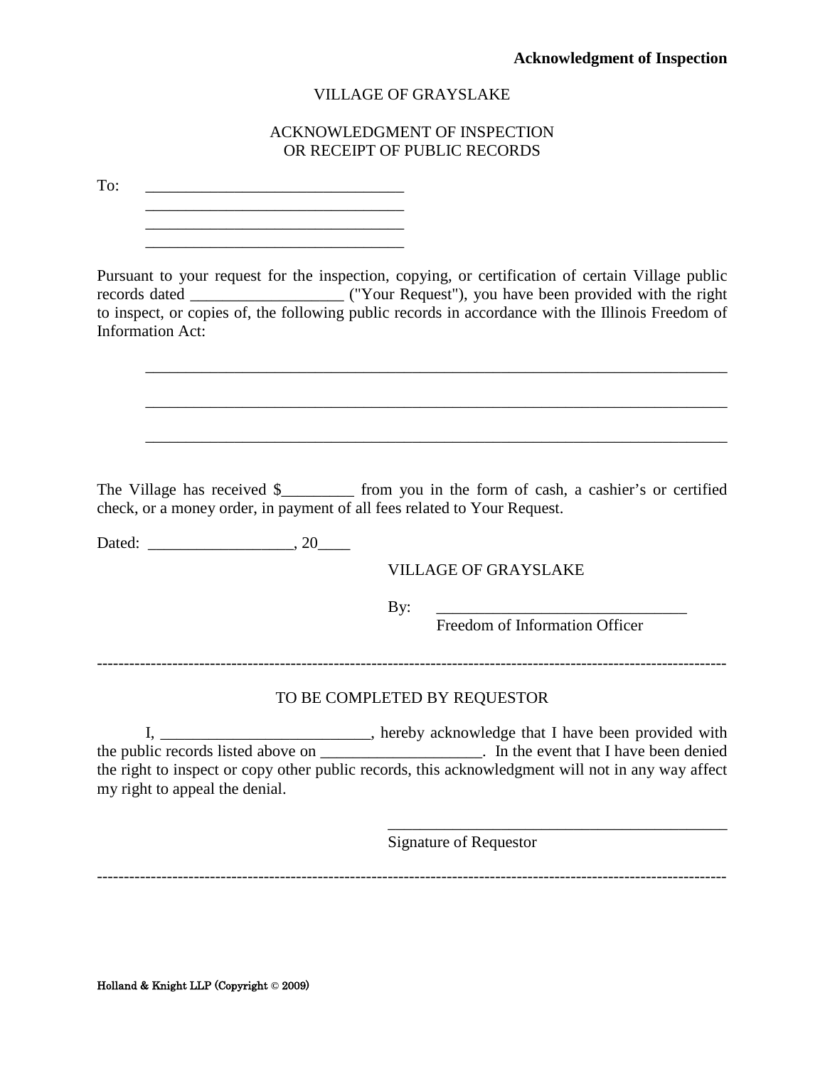**Acknowledgment of Inspection**

VILLAGE OF GRAYSLAKE

ACKNOWLEDGMENT OF INSPECTION
OR RECEIPT OF PUBLIC RECORDS

To: ________________________________
________________________________
________________________________
________________________________

Pursuant to your request for the inspection, copying, or certification of certain Village public records dated __________________ ("Your Request"), you have been provided with the right to inspect, or copies of, the following public records in accordance with the Illinois Freedom of Information Act:

________________________________________________________________________

________________________________________________________________________

________________________________________________________________________

The Village has received $_________ from you in the form of cash, a cashier's or certified check, or a money order, in payment of all fees related to Your Request.

Dated: _________________, 20____

VILLAGE OF GRAYSLAKE

By: _______________________________
Freedom of Information Officer

---

TO BE COMPLETED BY REQUESTOR

I, __________________________, hereby acknowledge that I have been provided with the public records listed above on ____________________. In the event that I have been denied the right to inspect or copy other public records, this acknowledgment will not in any way affect my right to appeal the denial.

___________________________________________
Signature of Requestor

---

Holland & Knight LLP (Copyright © 2009)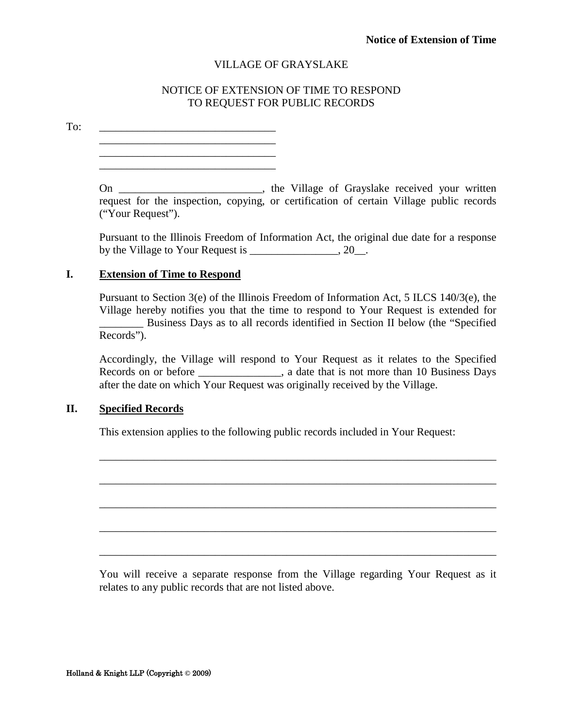**Notice of Extension of Time**

VILLAGE OF GRAYSLAKE

NOTICE OF EXTENSION OF TIME TO RESPOND
TO REQUEST FOR PUBLIC RECORDS

To: ________________________________
________________________________
________________________________
________________________________

On __________________________, the Village of Grayslake received your written request for the inspection, copying, or certification of certain Village public records ("Your Request").

Pursuant to the Illinois Freedom of Information Act, the original due date for a response by the Village to Your Request is ________________, 20__.

## I. Extension of Time to Respond

Pursuant to Section 3(e) of the Illinois Freedom of Information Act, 5 ILCS 140/3(e), the Village hereby notifies you that the time to respond to Your Request is extended for ________ Business Days as to all records identified in Section II below (the "Specified Records").

Accordingly, the Village will respond to Your Request as it relates to the Specified Records on or before _______________, a date that is not more than 10 Business Days after the date on which Your Request was originally received by the Village.

## II. Specified Records

This extension applies to the following public records included in Your Request:

________________________________________________________________________

________________________________________________________________________

________________________________________________________________________

________________________________________________________________________

________________________________________________________________________

You will receive a separate response from the Village regarding Your Request as it relates to any public records that are not listed above.

Holland & Knight LLP (Copyright © 2009)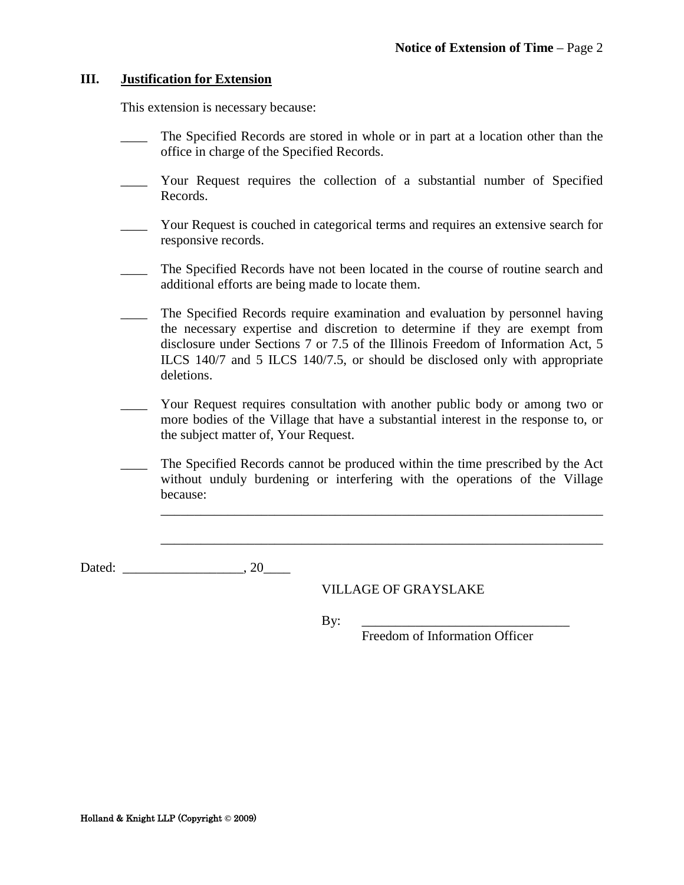### III. Justification for Extension

This extension is necessary because:

____ The Specified Records are stored in whole or in part at a location other than the office in charge of the Specified Records.

____ Your Request requires the collection of a substantial number of Specified Records.

____ Your Request is couched in categorical terms and requires an extensive search for responsive records.

____ The Specified Records have not been located in the course of routine search and additional efforts are being made to locate them.

____ The Specified Records require examination and evaluation by personnel having the necessary expertise and discretion to determine if they are exempt from disclosure under Sections 7 or 7.5 of the Illinois Freedom of Information Act, 5 ILCS 140/7 and 5 ILCS 140/7.5, or should be disclosed only with appropriate deletions.

____ Your Request requires consultation with another public body or among two or more bodies of the Village that have a substantial interest in the response to, or the subject matter of, Your Request.

____ The Specified Records cannot be produced within the time prescribed by the Act without unduly burdening or interfering with the operations of the Village because:

_____________________________________________________________________

_____________________________________________________________________

Dated: __________________, 20____

VILLAGE OF GRAYSLAKE

By: _______________________________
Freedom of Information Officer

Holland & Knight LLP (Copyright © 2009)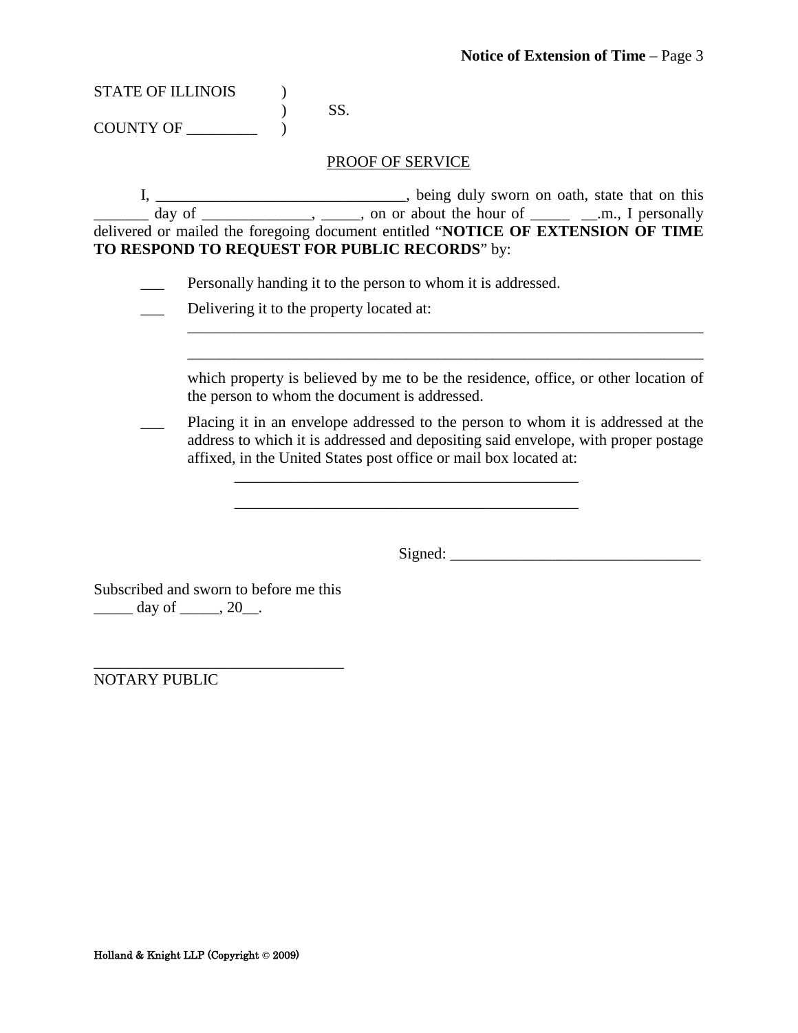STATE OF ILLINOIS )
) SS.
COUNTY OF _________ )

PROOF OF SERVICE

I, ________________________________, being duly sworn on oath, state that on this _______ day of ______________, _____, on or about the hour of _____ __.m., I personally delivered or mailed the foregoing document entitled "**NOTICE OF EXTENSION OF TIME TO RESPOND TO REQUEST FOR PUBLIC RECORDS**" by:

___ Personally handing it to the person to whom it is addressed.

___ Delivering it to the property located at:

_____________________________________________________________________

_____________________________________________________________________

which property is believed by me to be the residence, office, or other location of the person to whom the document is addressed.

___ Placing it in an envelope addressed to the person to whom it is addressed at the address to which it is addressed and depositing said envelope, with proper postage affixed, in the United States post office or mail box located at:

_____________________________________________

_____________________________________________

Signed: ________________________________

Subscribed and sworn to before me this
_____ day of _____, 20__.

________________________________
NOTARY PUBLIC

Holland & Knight LLP (Copyright © 2009)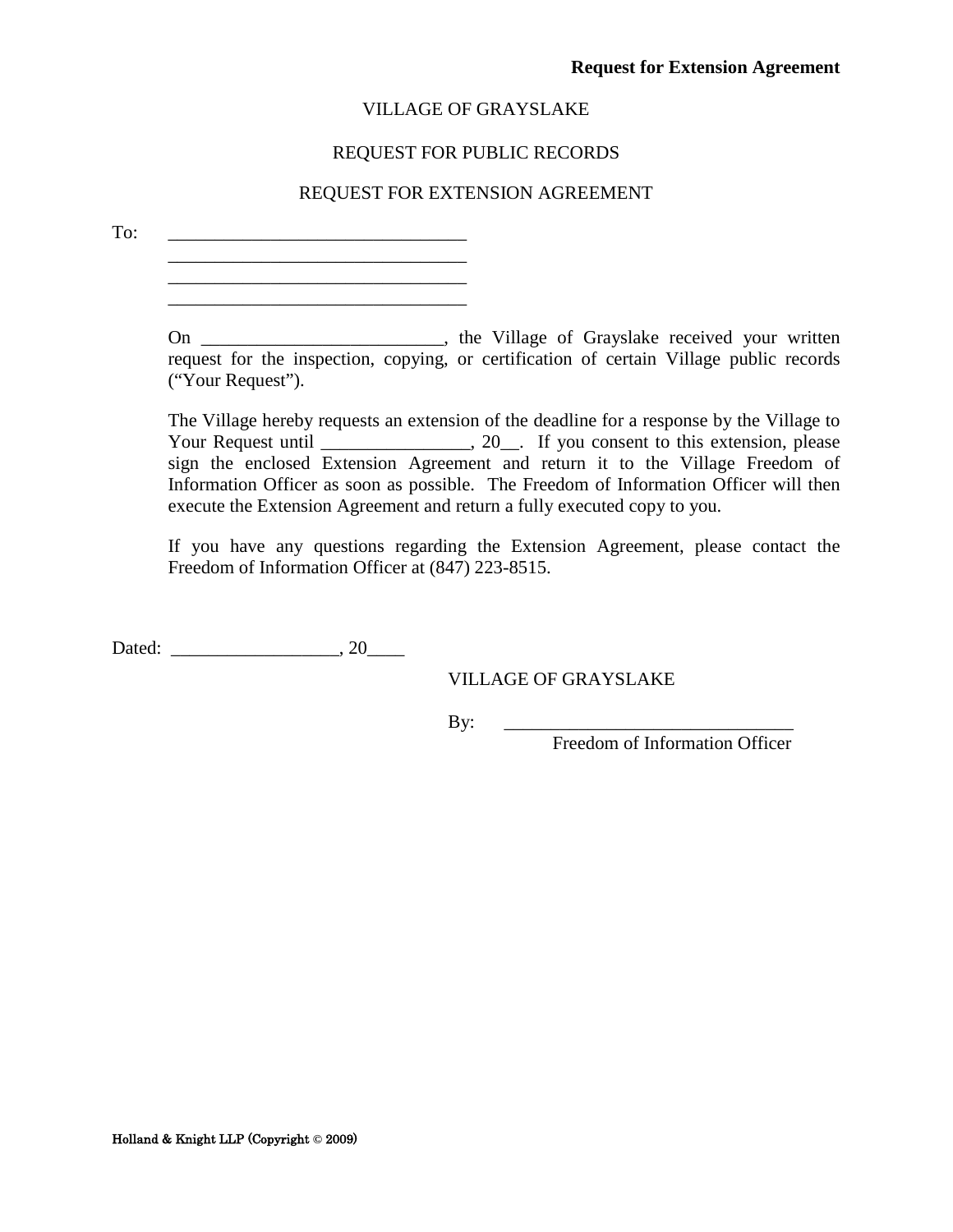**Request for Extension Agreement**

VILLAGE OF GRAYSLAKE

REQUEST FOR PUBLIC RECORDS

REQUEST FOR EXTENSION AGREEMENT

To: ________________________________
________________________________
________________________________
________________________________

On __________________________, the Village of Grayslake received your written request for the inspection, copying, or certification of certain Village public records ("Your Request").

The Village hereby requests an extension of the deadline for a response by the Village to Your Request until ________________, 20__. If you consent to this extension, please sign the enclosed Extension Agreement and return it to the Village Freedom of Information Officer as soon as possible. The Freedom of Information Officer will then execute the Extension Agreement and return a fully executed copy to you.

If you have any questions regarding the Extension Agreement, please contact the Freedom of Information Officer at (847) 223-8515.

Dated: __________________, 20____

VILLAGE OF GRAYSLAKE

By: _______________________________
Freedom of Information Officer

Holland & Knight LLP (Copyright © 2009)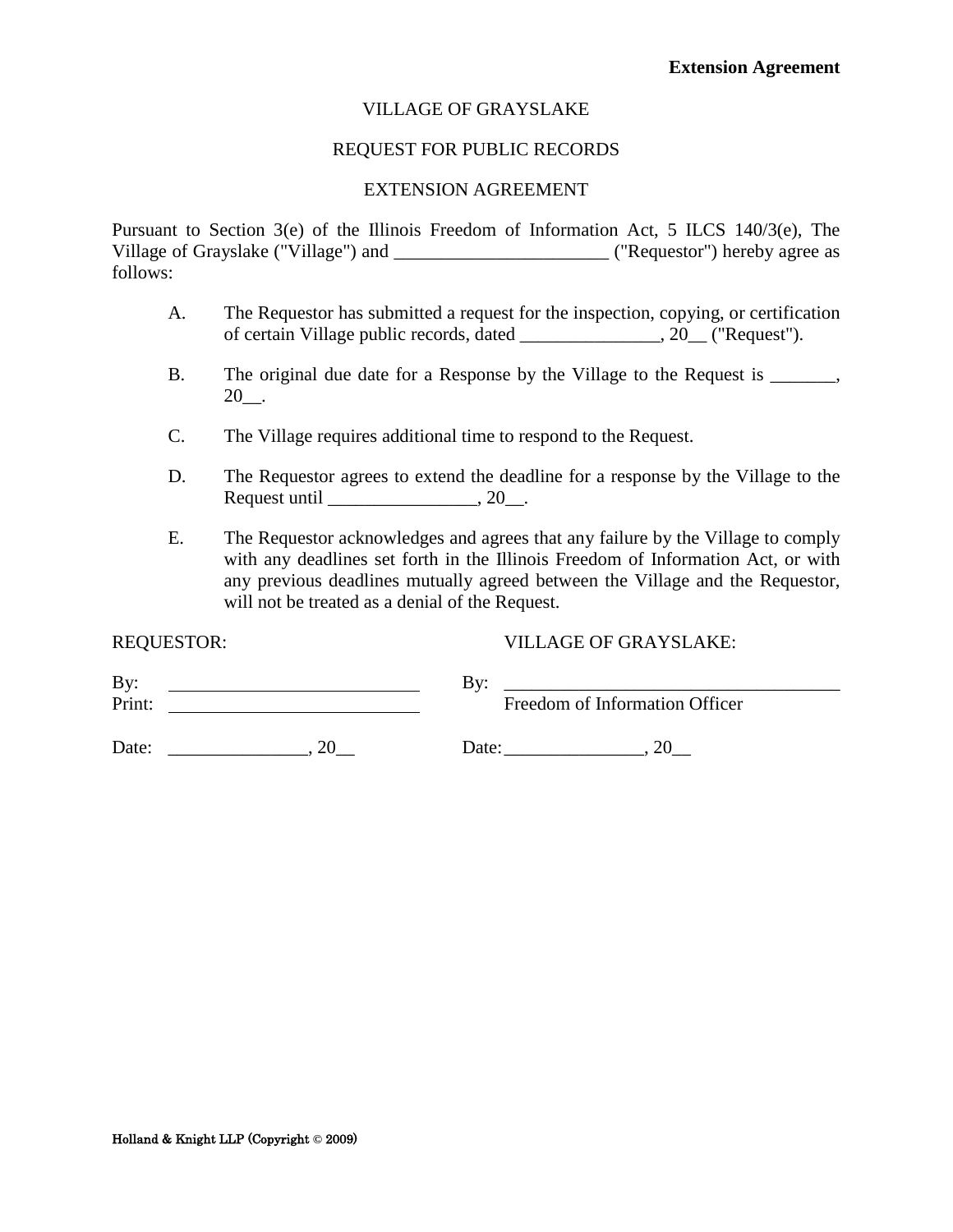**Extension Agreement**

VILLAGE OF GRAYSLAKE

REQUEST FOR PUBLIC RECORDS

EXTENSION AGREEMENT

Pursuant to Section 3(e) of the Illinois Freedom of Information Act, 5 ILCS 140/3(e), The Village of Grayslake ("Village") and _______________________ ("Requestor") hereby agree as follows:

A. The Requestor has submitted a request for the inspection, copying, or certification of certain Village public records, dated _______________, 20__ ("Request").

B. The original due date for a Response by the Village to the Request is _______, 20__.

C. The Village requires additional time to respond to the Request.

D. The Requestor agrees to extend the deadline for a response by the Village to the Request until ________________, 20__.

E. The Requestor acknowledges and agrees that any failure by the Village to comply with any deadlines set forth in the Illinois Freedom of Information Act, or with any previous deadlines mutually agreed between the Village and the Requestor, will not be treated as a denial of the Request.

REQUESTOR:

By: ___________________________

Print: ___________________________

Date: _______________, 20__

VILLAGE OF GRAYSLAKE:

By: _____________________________________

Freedom of Information Officer

Date: _______________, 20__

Holland & Knight LLP (Copyright © 2009)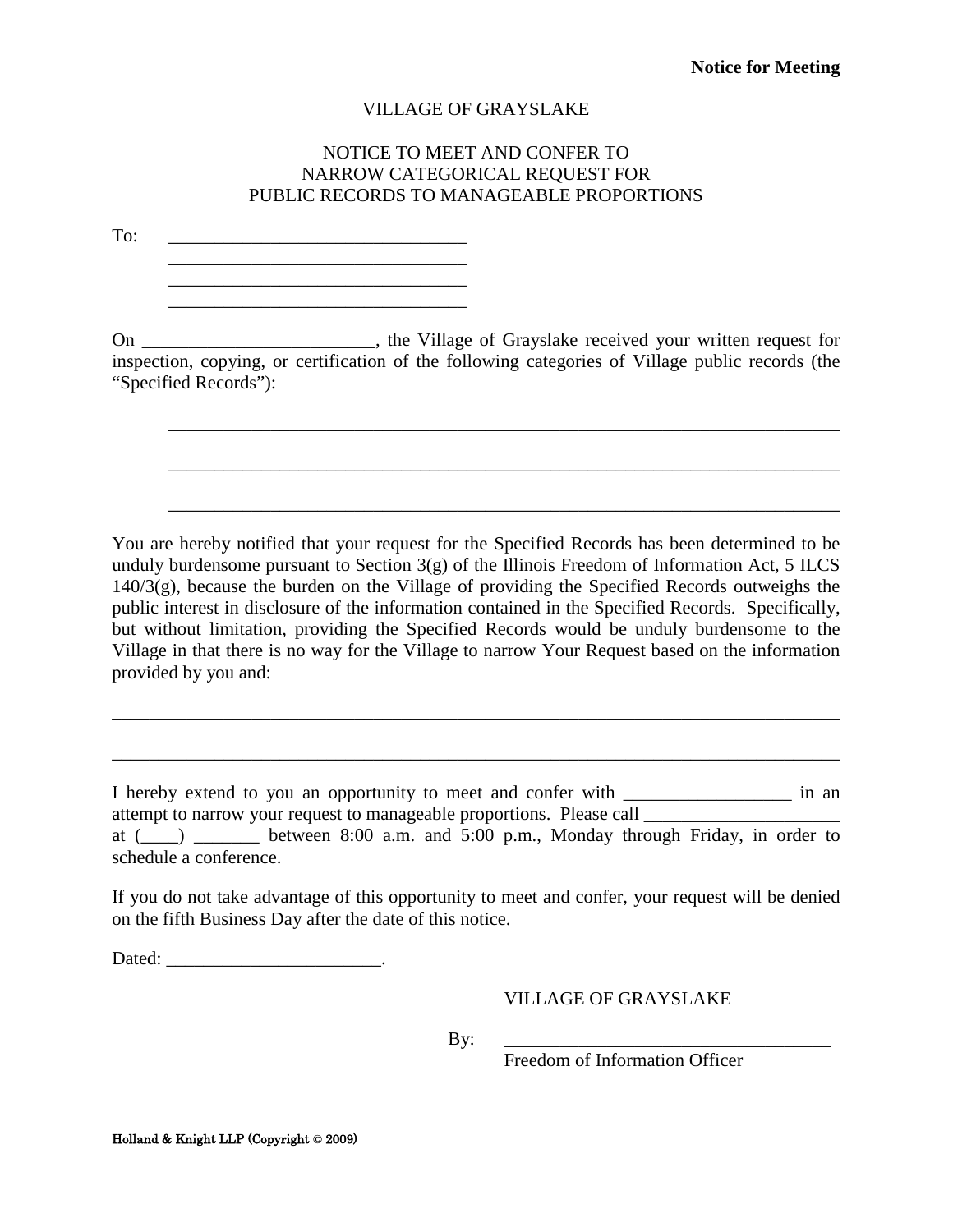**Notice for Meeting**

VILLAGE OF GRAYSLAKE

NOTICE TO MEET AND CONFER TO
NARROW CATEGORICAL REQUEST FOR
PUBLIC RECORDS TO MANAGEABLE PROPORTIONS

To: ________________________________
________________________________
________________________________
________________________________

On _________________________, the Village of Grayslake received your written request for inspection, copying, or certification of the following categories of Village public records (the "Specified Records"):

________________________________________________________________________

________________________________________________________________________

________________________________________________________________________

You are hereby notified that your request for the Specified Records has been determined to be unduly burdensome pursuant to Section 3(g) of the Illinois Freedom of Information Act, 5 ILCS 140/3(g), because the burden on the Village of providing the Specified Records outweighs the public interest in disclosure of the information contained in the Specified Records. Specifically, but without limitation, providing the Specified Records would be unduly burdensome to the Village in that there is no way for the Village to narrow Your Request based on the information provided by you and:

______________________________________________________________________________

______________________________________________________________________________

I hereby extend to you an opportunity to meet and confer with __________________ in an attempt to narrow your request to manageable proportions. Please call _____________________ at (____) _______ between 8:00 a.m. and 5:00 p.m., Monday through Friday, in order to schedule a conference.

If you do not take advantage of this opportunity to meet and confer, your request will be denied on the fifth Business Day after the date of this notice.

Dated: _______________________.

VILLAGE OF GRAYSLAKE

By: ___________________________________
Freedom of Information Officer

Holland & Knight LLP (Copyright © 2009)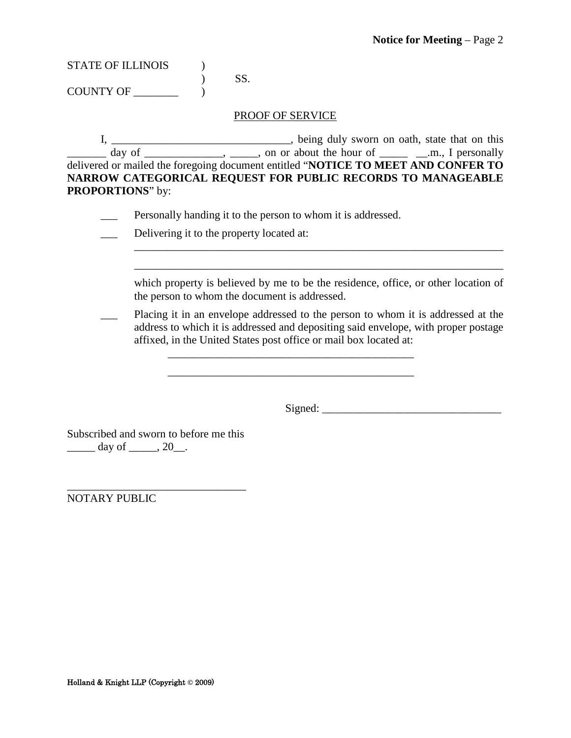STATE OF ILLINOIS )
) SS.
COUNTY OF ________ )

PROOF OF SERVICE

I, _______________________________, being duly sworn on oath, state that on this _______ day of ______________, _____, on or about the hour of _____ __.m., I personally delivered or mailed the foregoing document entitled "**NOTICE TO MEET AND CONFER TO NARROW CATEGORICAL REQUEST FOR PUBLIC RECORDS TO MANAGEABLE PROPORTIONS**" by:

___ Personally handing it to the person to whom it is addressed.

___ Delivering it to the property located at:
_____________________________________________________________________
_____________________________________________________________________
which property is believed by me to be the residence, office, or other location of the person to whom the document is addressed.

___ Placing it in an envelope addressed to the person to whom it is addressed at the address to which it is addressed and depositing said envelope, with proper postage affixed, in the United States post office or mail box located at:
_____________________________________________
_____________________________________________

Signed: ________________________________

Subscribed and sworn to before me this
_____ day of _____, 20__.

_______________________________
NOTARY PUBLIC

Holland & Knight LLP (Copyright © 2009)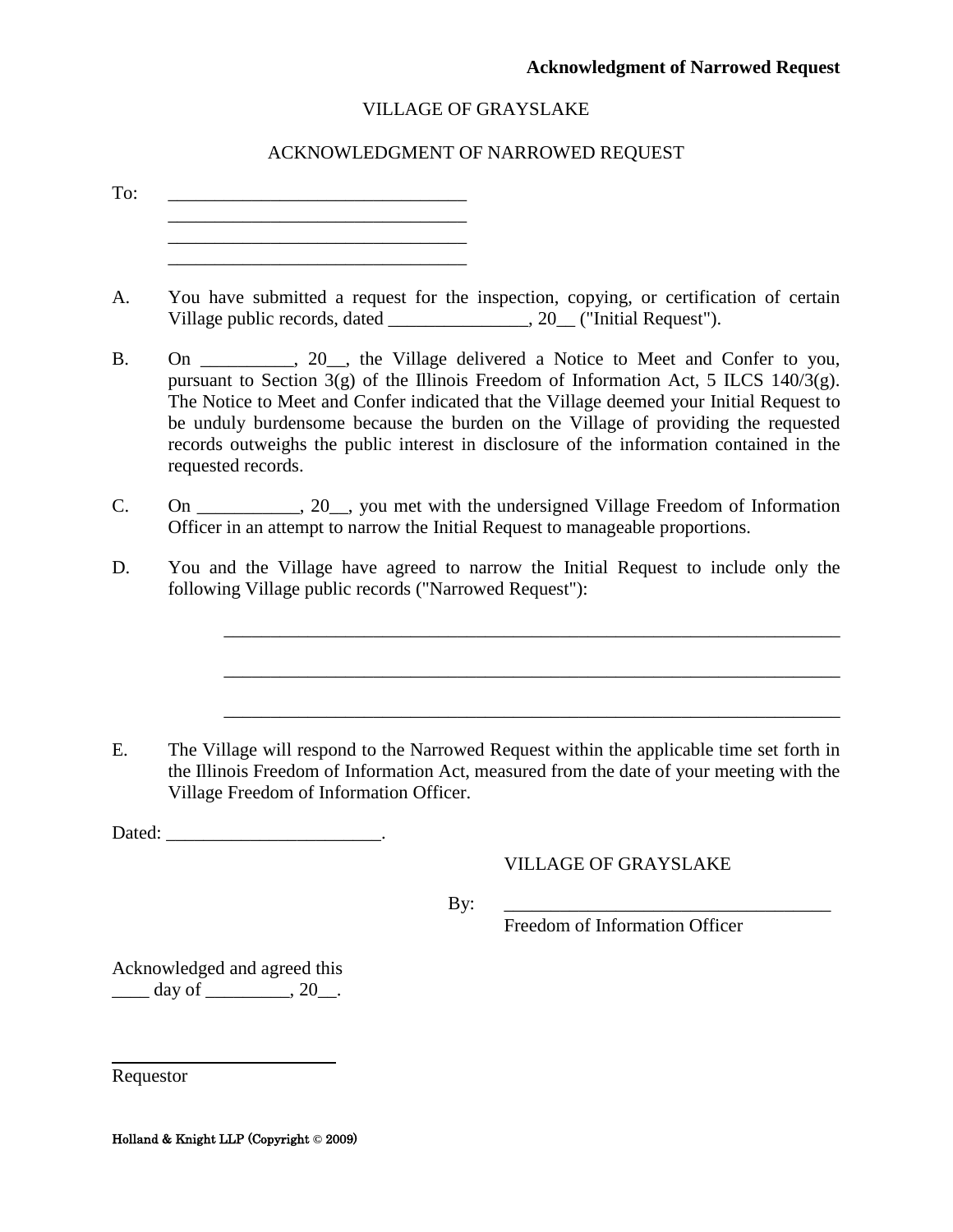**Acknowledgment of Narrowed Request**

VILLAGE OF GRAYSLAKE

ACKNOWLEDGMENT OF NARROWED REQUEST

To: ________________________________
________________________________
________________________________
________________________________

A. You have submitted a request for the inspection, copying, or certification of certain Village public records, dated _______________, 20__ ("Initial Request").

B. On __________, 20__, the Village delivered a Notice to Meet and Confer to you, pursuant to Section 3(g) of the Illinois Freedom of Information Act, 5 ILCS 140/3(g). The Notice to Meet and Confer indicated that the Village deemed your Initial Request to be unduly burdensome because the burden on the Village of providing the requested records outweighs the public interest in disclosure of the information contained in the requested records.

C. On ___________, 20__, you met with the undersigned Village Freedom of Information Officer in an attempt to narrow the Initial Request to manageable proportions.

D. You and the Village have agreed to narrow the Initial Request to include only the following Village public records ("Narrowed Request"):

____________________________________________________________________

____________________________________________________________________

____________________________________________________________________

E. The Village will respond to the Narrowed Request within the applicable time set forth in the Illinois Freedom of Information Act, measured from the date of your meeting with the Village Freedom of Information Officer.

Dated: _______________________.

VILLAGE OF GRAYSLAKE

By: ____________________________________
Freedom of Information Officer

Acknowledged and agreed this
____ day of _________, 20__.

_________________________
Requestor

Holland & Knight LLP (Copyright © 2009)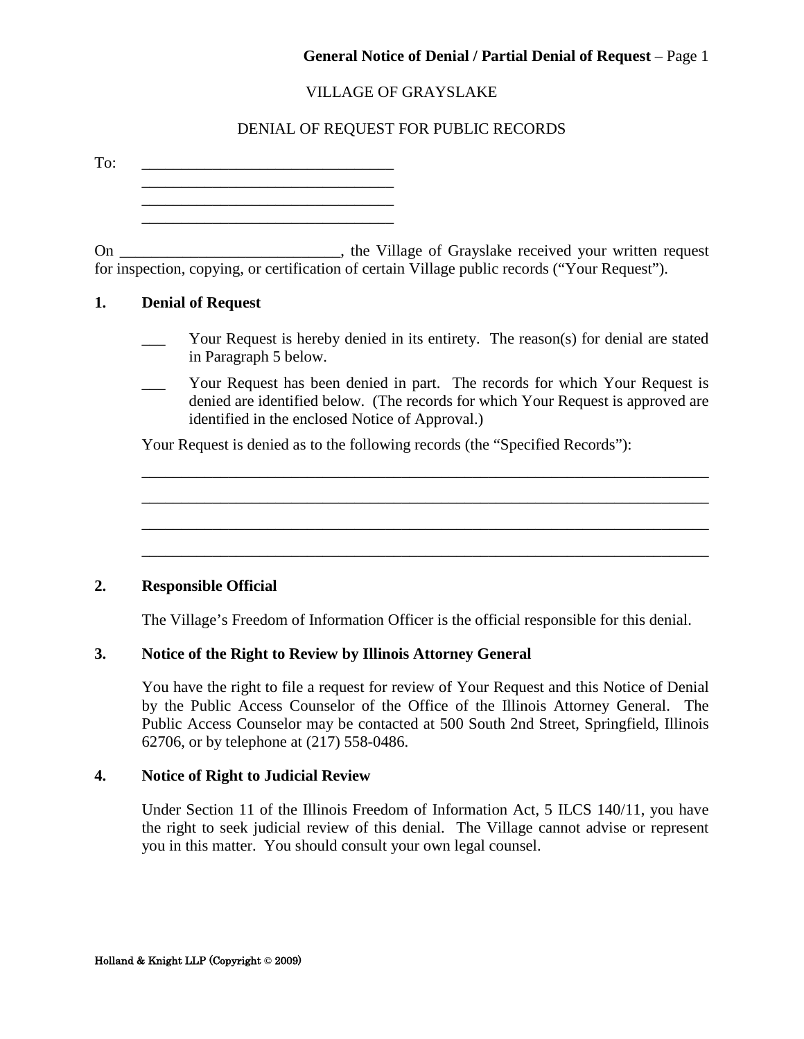VILLAGE OF GRAYSLAKE

DENIAL OF REQUEST FOR PUBLIC RECORDS

To: ________________________________
________________________________
________________________________
________________________________

On ___________________________, the Village of Grayslake received your written request for inspection, copying, or certification of certain Village public records ("Your Request").

**1. Denial of Request**

___ Your Request is hereby denied in its entirety. The reason(s) for denial are stated in Paragraph 5 below.

___ Your Request has been denied in part. The records for which Your Request is denied are identified below. (The records for which Your Request is approved are identified in the enclosed Notice of Approval.)

Your Request is denied as to the following records (the "Specified Records"):

__________________________________________________________________________
__________________________________________________________________________
__________________________________________________________________________
__________________________________________________________________________

**2. Responsible Official**

The Village's Freedom of Information Officer is the official responsible for this denial.

**3. Notice of the Right to Review by Illinois Attorney General**

You have the right to file a request for review of Your Request and this Notice of Denial by the Public Access Counselor of the Office of the Illinois Attorney General. The Public Access Counselor may be contacted at 500 South 2nd Street, Springfield, Illinois 62706, or by telephone at (217) 558-0486.

**4. Notice of Right to Judicial Review**

Under Section 11 of the Illinois Freedom of Information Act, 5 ILCS 140/11, you have the right to seek judicial review of this denial. The Village cannot advise or represent you in this matter. You should consult your own legal counsel.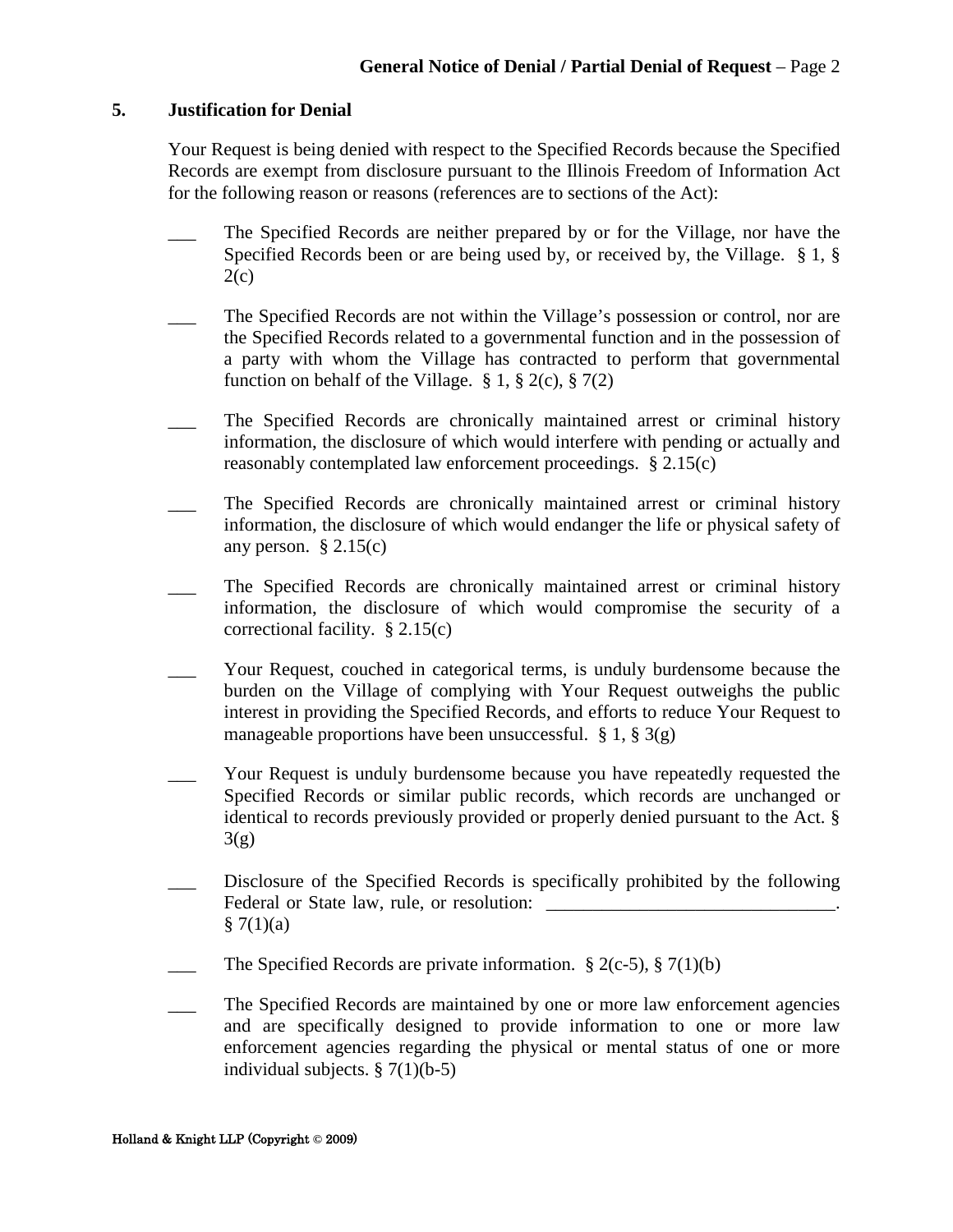## 5. Justification for Denial

Your Request is being denied with respect to the Specified Records because the Specified Records are exempt from disclosure pursuant to the Illinois Freedom of Information Act for the following reason or reasons (references are to sections of the Act):

___ The Specified Records are neither prepared by or for the Village, nor have the Specified Records been or are being used by, or received by, the Village. § 1, § 2(c)

___ The Specified Records are not within the Village's possession or control, nor are the Specified Records related to a governmental function and in the possession of a party with whom the Village has contracted to perform that governmental function on behalf of the Village. § 1, § 2(c), § 7(2)

___ The Specified Records are chronically maintained arrest or criminal history information, the disclosure of which would interfere with pending or actually and reasonably contemplated law enforcement proceedings. § 2.15(c)

___ The Specified Records are chronically maintained arrest or criminal history information, the disclosure of which would endanger the life or physical safety of any person. § 2.15(c)

___ The Specified Records are chronically maintained arrest or criminal history information, the disclosure of which would compromise the security of a correctional facility. § 2.15(c)

___ Your Request, couched in categorical terms, is unduly burdensome because the burden on the Village of complying with Your Request outweighs the public interest in providing the Specified Records, and efforts to reduce Your Request to manageable proportions have been unsuccessful. § 1, § 3(g)

___ Your Request is unduly burdensome because you have repeatedly requested the Specified Records or similar public records, which records are unchanged or identical to records previously provided or properly denied pursuant to the Act. § 3(g)

___ Disclosure of the Specified Records is specifically prohibited by the following Federal or State law, rule, or resolution: _______________________________. § 7(1)(a)

___ The Specified Records are private information. § 2(c-5), § 7(1)(b)

___ The Specified Records are maintained by one or more law enforcement agencies and are specifically designed to provide information to one or more law enforcement agencies regarding the physical or mental status of one or more individual subjects. § 7(1)(b-5)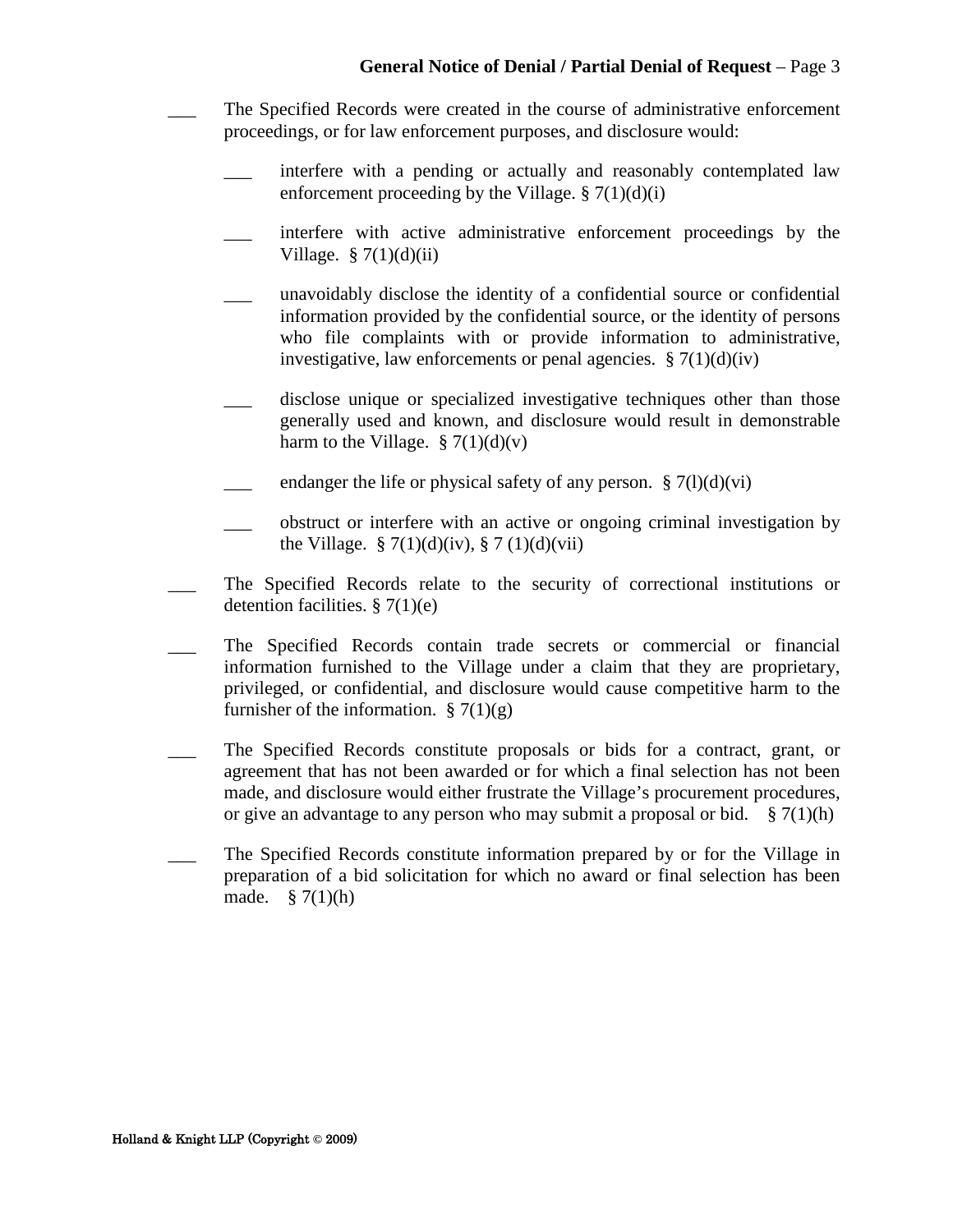___ The Specified Records were created in the course of administrative enforcement proceedings, or for law enforcement purposes, and disclosure would:

  ___ interfere with a pending or actually and reasonably contemplated law enforcement proceeding by the Village. § 7(1)(d)(i)

  ___ interfere with active administrative enforcement proceedings by the Village. § 7(1)(d)(ii)

  ___ unavoidably disclose the identity of a confidential source or confidential information provided by the confidential source, or the identity of persons who file complaints with or provide information to administrative, investigative, law enforcements or penal agencies. § 7(1)(d)(iv)

  ___ disclose unique or specialized investigative techniques other than those generally used and known, and disclosure would result in demonstrable harm to the Village. § 7(1)(d)(v)

  ___ endanger the life or physical safety of any person. § 7(l)(d)(vi)

  ___ obstruct or interfere with an active or ongoing criminal investigation by the Village. § 7(1)(d)(iv), § 7 (1)(d)(vii)

___ The Specified Records relate to the security of correctional institutions or detention facilities. § 7(1)(e)

___ The Specified Records contain trade secrets or commercial or financial information furnished to the Village under a claim that they are proprietary, privileged, or confidential, and disclosure would cause competitive harm to the furnisher of the information. § 7(1)(g)

___ The Specified Records constitute proposals or bids for a contract, grant, or agreement that has not been awarded or for which a final selection has not been made, and disclosure would either frustrate the Village's procurement procedures, or give an advantage to any person who may submit a proposal or bid. § 7(1)(h)

___ The Specified Records constitute information prepared by or for the Village in preparation of a bid solicitation for which no award or final selection has been made. § 7(1)(h)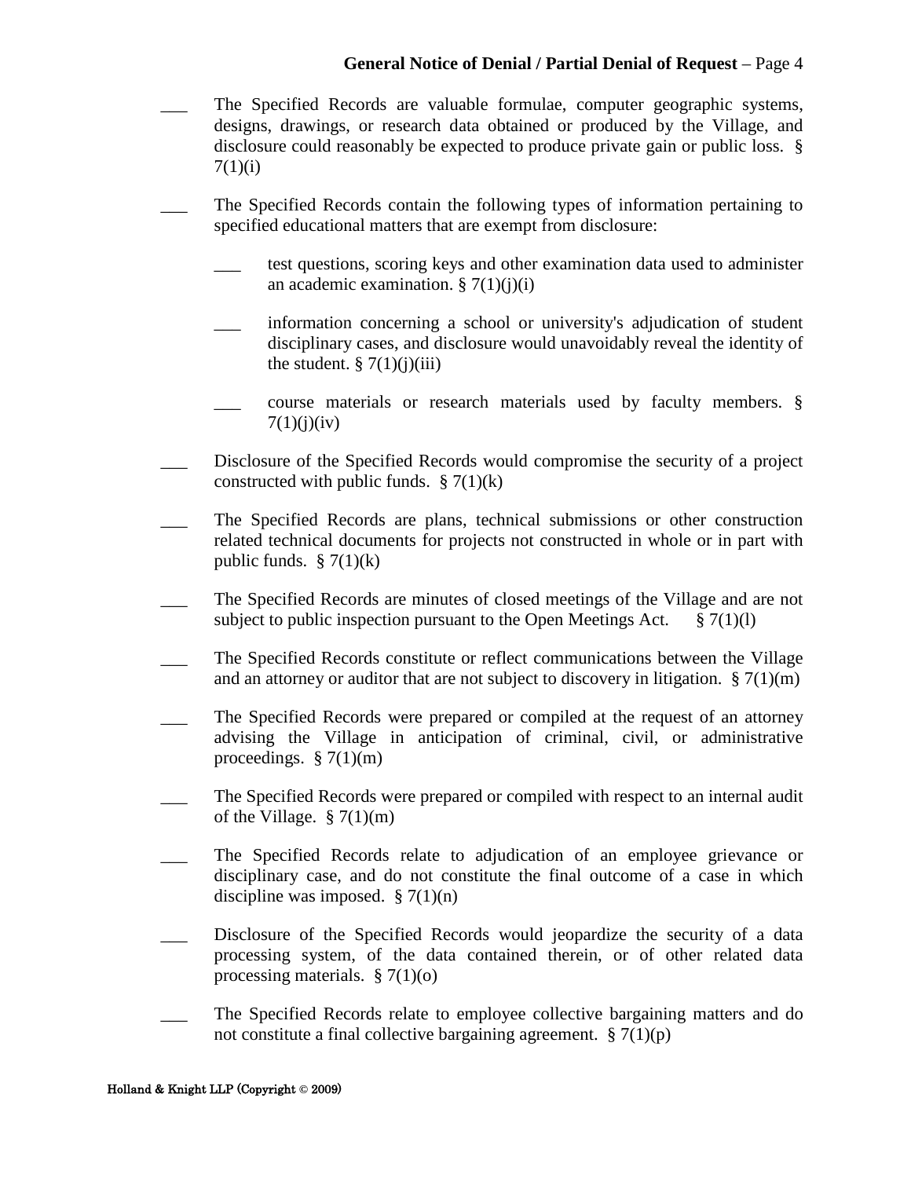___ The Specified Records are valuable formulae, computer geographic systems, designs, drawings, or research data obtained or produced by the Village, and disclosure could reasonably be expected to produce private gain or public loss. § 7(1)(i)

___ The Specified Records contain the following types of information pertaining to specified educational matters that are exempt from disclosure:

- ___ test questions, scoring keys and other examination data used to administer an academic examination. § 7(1)(j)(i)
- ___ information concerning a school or university's adjudication of student disciplinary cases, and disclosure would unavoidably reveal the identity of the student. § 7(1)(j)(iii)
- ___ course materials or research materials used by faculty members. § 7(1)(j)(iv)

___ Disclosure of the Specified Records would compromise the security of a project constructed with public funds. § 7(1)(k)

___ The Specified Records are plans, technical submissions or other construction related technical documents for projects not constructed in whole or in part with public funds. § 7(1)(k)

___ The Specified Records are minutes of closed meetings of the Village and are not subject to public inspection pursuant to the Open Meetings Act. § 7(1)(l)

___ The Specified Records constitute or reflect communications between the Village and an attorney or auditor that are not subject to discovery in litigation. § 7(1)(m)

___ The Specified Records were prepared or compiled at the request of an attorney advising the Village in anticipation of criminal, civil, or administrative proceedings. § 7(1)(m)

___ The Specified Records were prepared or compiled with respect to an internal audit of the Village. § 7(1)(m)

___ The Specified Records relate to adjudication of an employee grievance or disciplinary case, and do not constitute the final outcome of a case in which discipline was imposed. § 7(1)(n)

___ Disclosure of the Specified Records would jeopardize the security of a data processing system, of the data contained therein, or of other related data processing materials. § 7(1)(o)

___ The Specified Records relate to employee collective bargaining matters and do not constitute a final collective bargaining agreement. § 7(1)(p)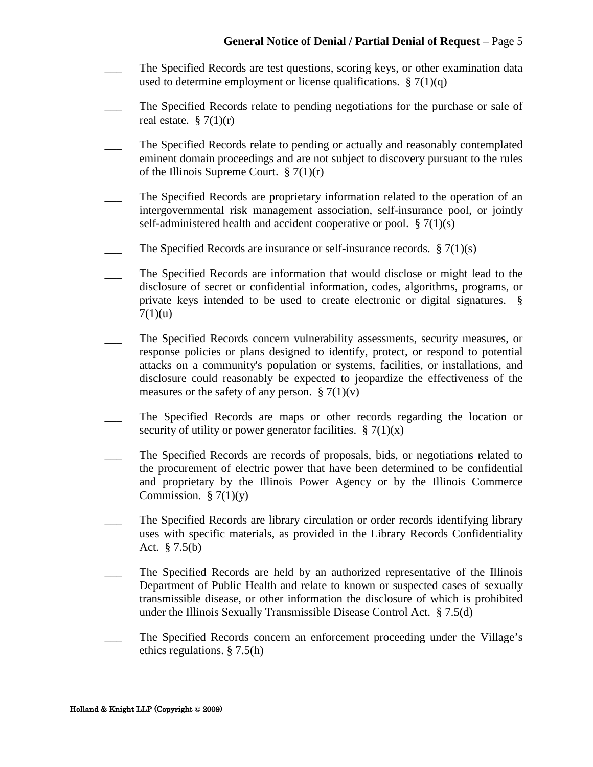___ The Specified Records are test questions, scoring keys, or other examination data used to determine employment or license qualifications. § 7(1)(q)

___ The Specified Records relate to pending negotiations for the purchase or sale of real estate. § 7(1)(r)

___ The Specified Records relate to pending or actually and reasonably contemplated eminent domain proceedings and are not subject to discovery pursuant to the rules of the Illinois Supreme Court. § 7(1)(r)

___ The Specified Records are proprietary information related to the operation of an intergovernmental risk management association, self-insurance pool, or jointly self-administered health and accident cooperative or pool. § 7(1)(s)

___ The Specified Records are insurance or self-insurance records. § 7(1)(s)

___ The Specified Records are information that would disclose or might lead to the disclosure of secret or confidential information, codes, algorithms, programs, or private keys intended to be used to create electronic or digital signatures. § 7(1)(u)

___ The Specified Records concern vulnerability assessments, security measures, or response policies or plans designed to identify, protect, or respond to potential attacks on a community's population or systems, facilities, or installations, and disclosure could reasonably be expected to jeopardize the effectiveness of the measures or the safety of any person. § 7(1)(v)

___ The Specified Records are maps or other records regarding the location or security of utility or power generator facilities. § 7(1)(x)

___ The Specified Records are records of proposals, bids, or negotiations related to the procurement of electric power that have been determined to be confidential and proprietary by the Illinois Power Agency or by the Illinois Commerce Commission. § 7(1)(y)

___ The Specified Records are library circulation or order records identifying library uses with specific materials, as provided in the Library Records Confidentiality Act. § 7.5(b)

___ The Specified Records are held by an authorized representative of the Illinois Department of Public Health and relate to known or suspected cases of sexually transmissible disease, or other information the disclosure of which is prohibited under the Illinois Sexually Transmissible Disease Control Act. § 7.5(d)

___ The Specified Records concern an enforcement proceeding under the Village's ethics regulations. § 7.5(h)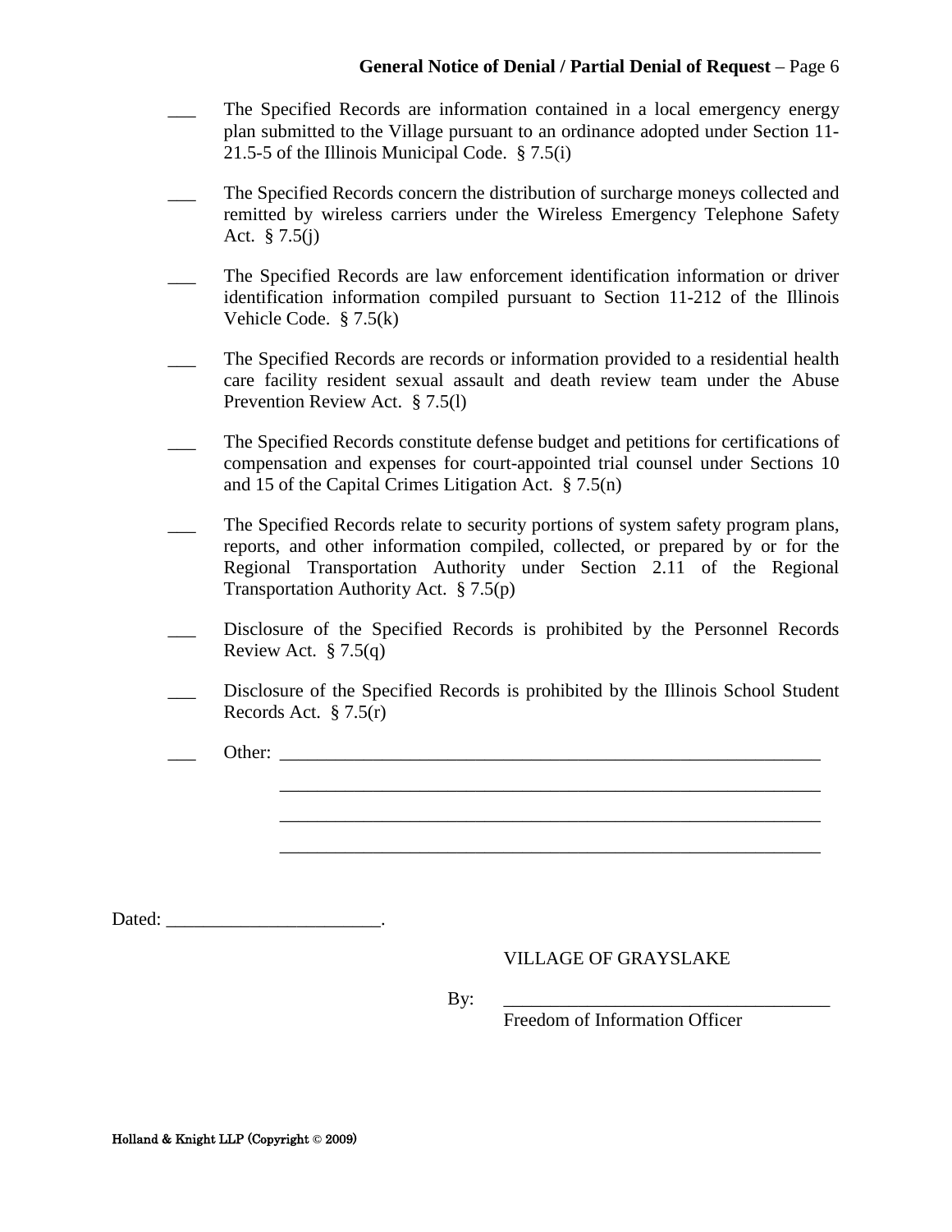___ The Specified Records are information contained in a local emergency energy plan submitted to the Village pursuant to an ordinance adopted under Section 11-21.5-5 of the Illinois Municipal Code. § 7.5(i)

___ The Specified Records concern the distribution of surcharge moneys collected and remitted by wireless carriers under the Wireless Emergency Telephone Safety Act. § 7.5(j)

___ The Specified Records are law enforcement identification information or driver identification information compiled pursuant to Section 11-212 of the Illinois Vehicle Code. § 7.5(k)

___ The Specified Records are records or information provided to a residential health care facility resident sexual assault and death review team under the Abuse Prevention Review Act. § 7.5(l)

___ The Specified Records constitute defense budget and petitions for certifications of compensation and expenses for court-appointed trial counsel under Sections 10 and 15 of the Capital Crimes Litigation Act. § 7.5(n)

___ The Specified Records relate to security portions of system safety program plans, reports, and other information compiled, collected, or prepared by or for the Regional Transportation Authority under Section 2.11 of the Regional Transportation Authority Act. § 7.5(p)

___ Disclosure of the Specified Records is prohibited by the Personnel Records Review Act. § 7.5(q)

___ Disclosure of the Specified Records is prohibited by the Illinois School Student Records Act. § 7.5(r)

___ Other: ____________________________________________________________
____________________________________________________________
____________________________________________________________
____________________________________________________________

Dated: _______________________.

VILLAGE OF GRAYSLAKE

By: ___________________________________
Freedom of Information Officer

Holland & Knight LLP (Copyright © 2009)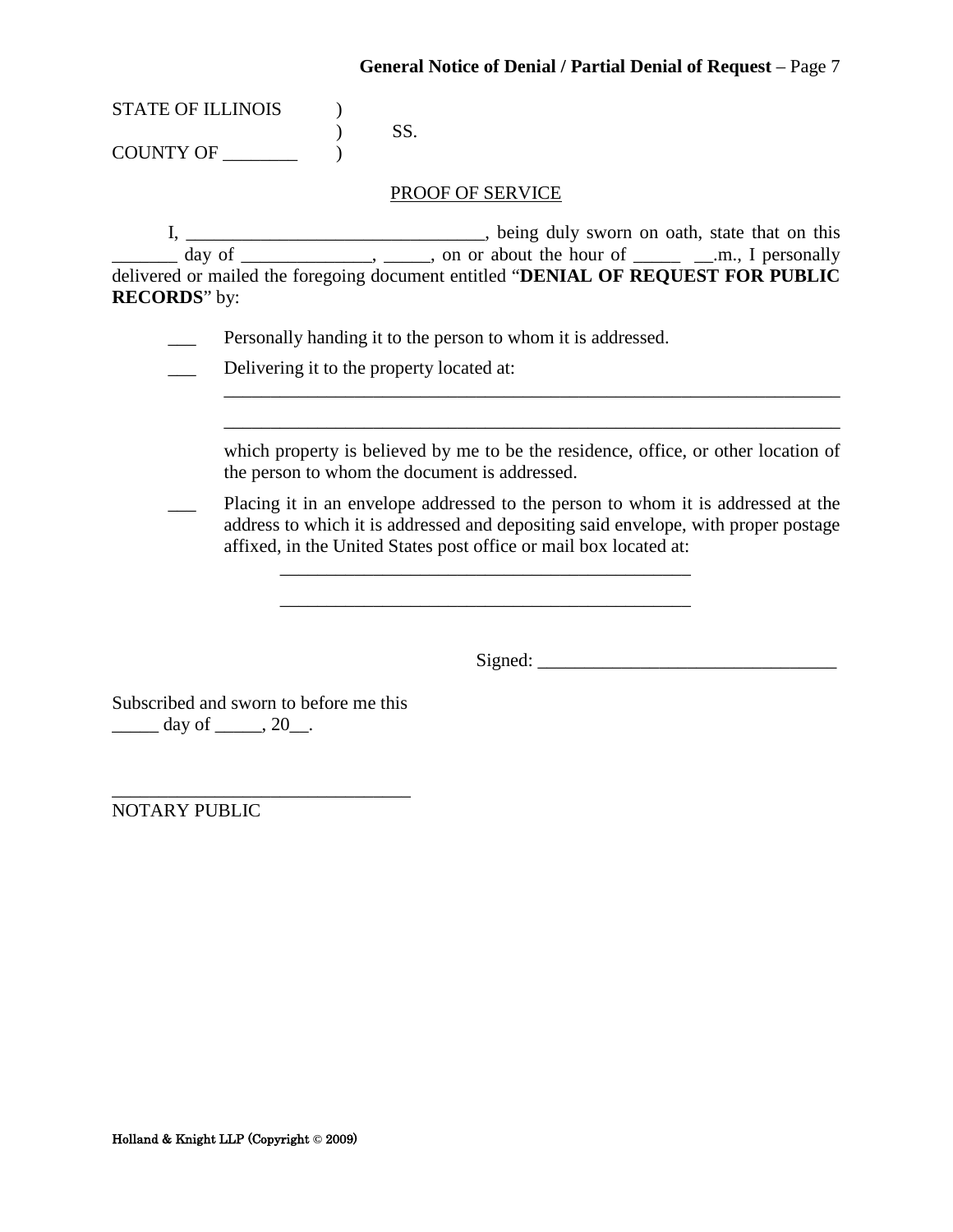STATE OF ILLINOIS )
) SS.
COUNTY OF ________ )

PROOF OF SERVICE

I, ________________________________, being duly sworn on oath, state that on this _______ day of ______________, _____, on or about the hour of _____ __.m., I personally delivered or mailed the foregoing document entitled "**DENIAL OF REQUEST FOR PUBLIC RECORDS**" by:

___ Personally handing it to the person to whom it is addressed.

___ Delivering it to the property located at:

____________________________________________________________________

____________________________________________________________________

which property is believed by me to be the residence, office, or other location of the person to whom the document is addressed.

___ Placing it in an envelope addressed to the person to whom it is addressed at the address to which it is addressed and depositing said envelope, with proper postage affixed, in the United States post office or mail box located at:

_____________________________________________

_____________________________________________

Signed: ________________________________

Subscribed and sworn to before me this
_____ day of _____, 20__.

________________________________
NOTARY PUBLIC

Holland & Knight LLP (Copyright © 2009)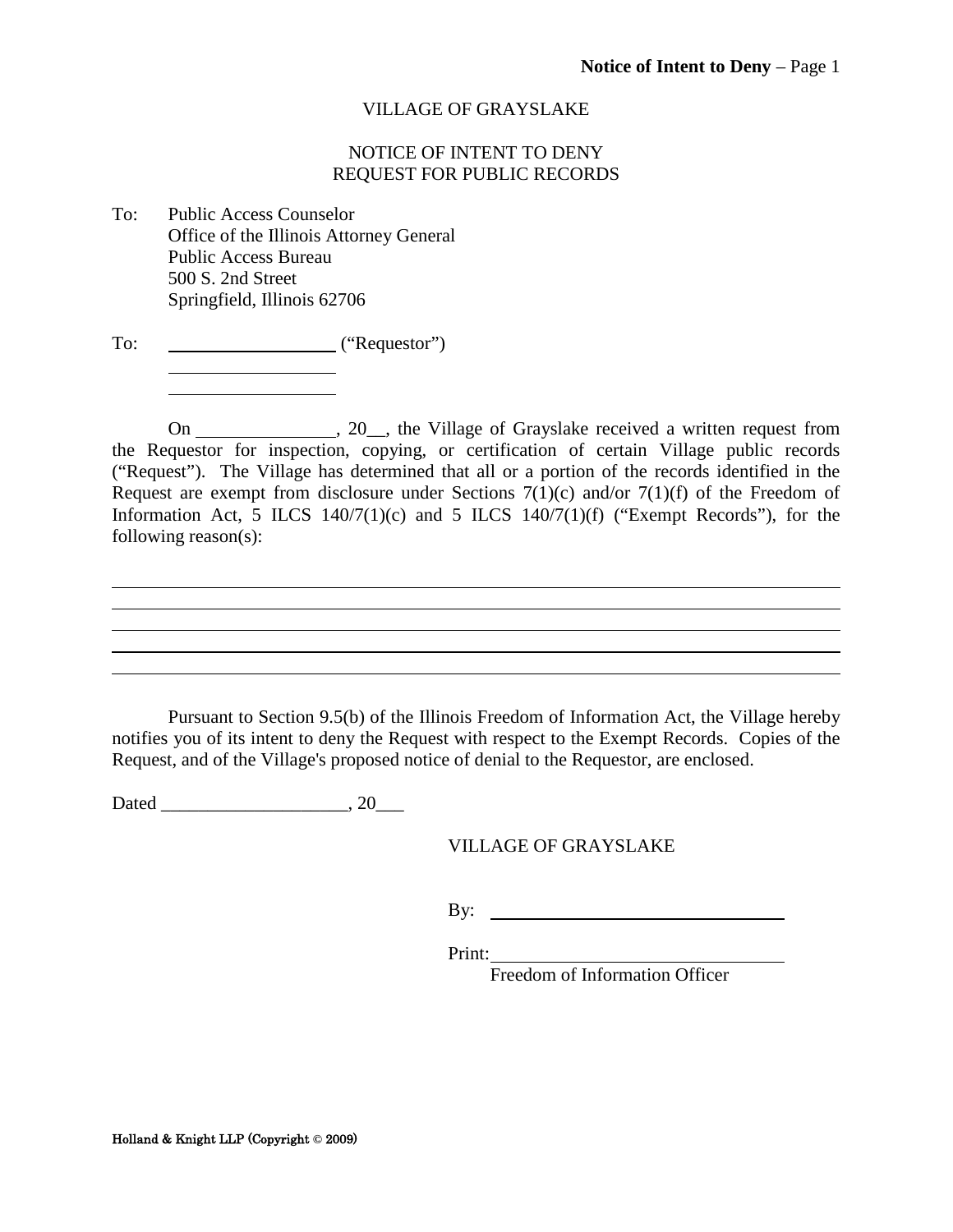VILLAGE OF GRAYSLAKE

NOTICE OF INTENT TO DENY
REQUEST FOR PUBLIC RECORDS

To: Public Access Counselor
Office of the Illinois Attorney General
Public Access Bureau
500 S. 2nd Street
Springfield, Illinois 62706

To: ____________________ ("Requestor")
____________________
____________________

On _______________, 20__, the Village of Grayslake received a written request from the Requestor for inspection, copying, or certification of certain Village public records ("Request"). The Village has determined that all or a portion of the records identified in the Request are exempt from disclosure under Sections 7(1)(c) and/or 7(1)(f) of the Freedom of Information Act, 5 ILCS 140/7(1)(c) and 5 ILCS 140/7(1)(f) ("Exempt Records"), for the following reason(s):

______________________________________________________________________________
______________________________________________________________________________
______________________________________________________________________________
______________________________________________________________________________
______________________________________________________________________________

Pursuant to Section 9.5(b) of the Illinois Freedom of Information Act, the Village hereby notifies you of its intent to deny the Request with respect to the Exempt Records. Copies of the Request, and of the Village's proposed notice of denial to the Requestor, are enclosed.

Dated ____________________, 20___

VILLAGE OF GRAYSLAKE

By: ________________________________

Print: ________________________________
Freedom of Information Officer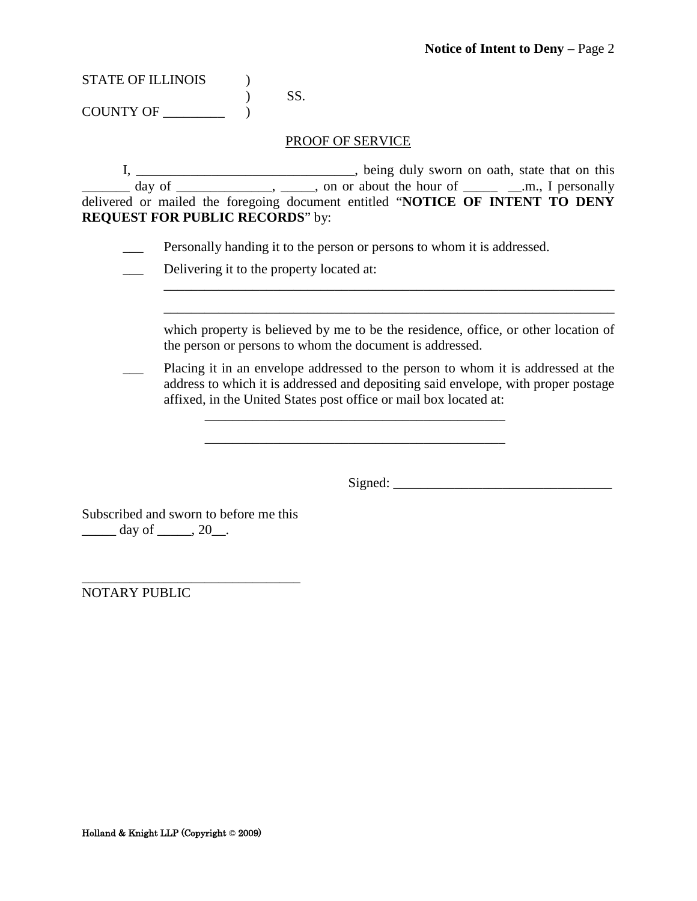STATE OF ILLINOIS )
 ) SS.
COUNTY OF _________ )

PROOF OF SERVICE

I, ________________________________, being duly sworn on oath, state that on this _______ day of ______________, _____, on or about the hour of _____ __.m., I personally delivered or mailed the foregoing document entitled "**NOTICE OF INTENT TO DENY REQUEST FOR PUBLIC RECORDS**" by:

___ Personally handing it to the person or persons to whom it is addressed.

___ Delivering it to the property located at:

_____________________________________________________________________

_____________________________________________________________________

which property is believed by me to be the residence, office, or other location of the person or persons to whom the document is addressed.

___ Placing it in an envelope addressed to the person to whom it is addressed at the address to which it is addressed and depositing said envelope, with proper postage affixed, in the United States post office or mail box located at:

_____________________________________________

_____________________________________________

Signed: ________________________________

Subscribed and sworn to before me this
_____ day of _____, 20__.

________________________________
NOTARY PUBLIC

Holland & Knight LLP (Copyright © 2009)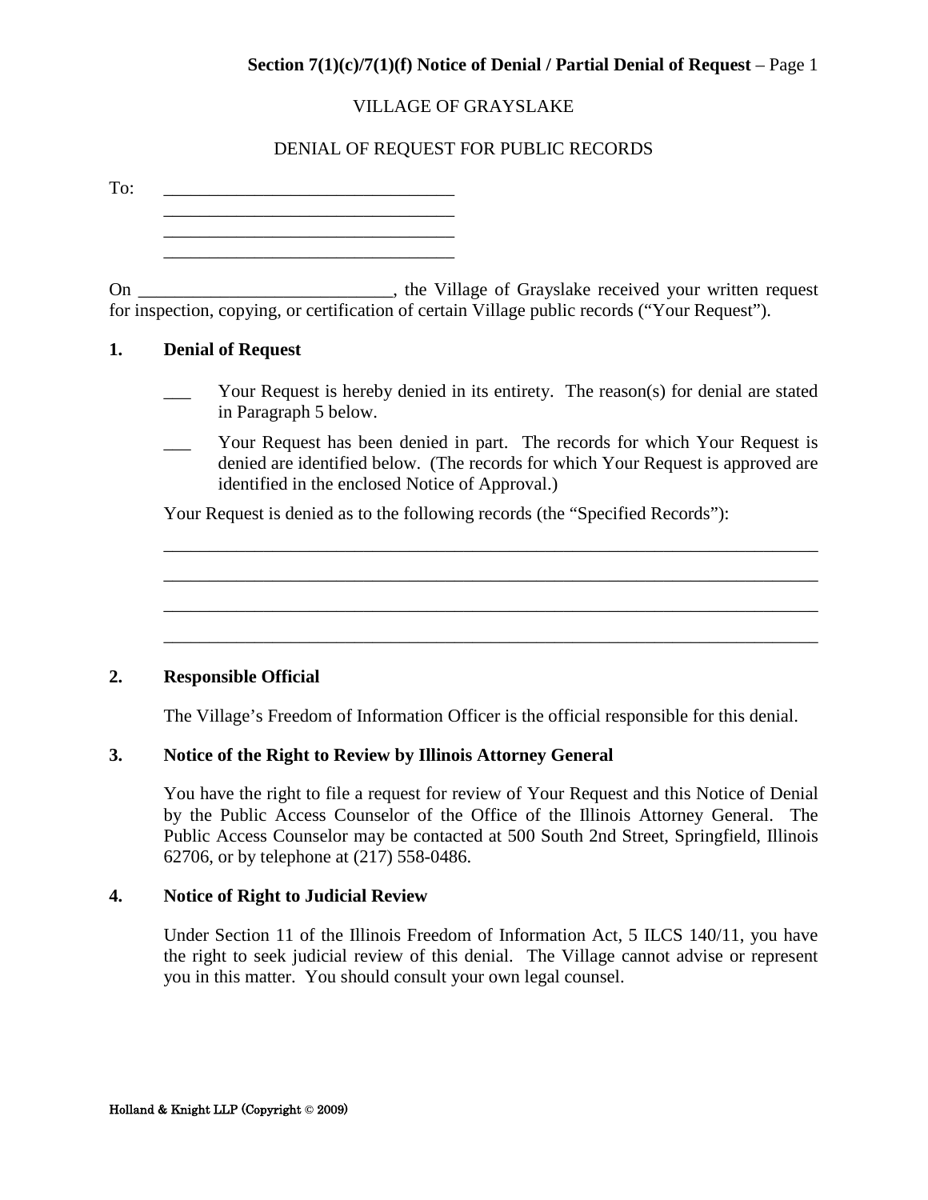**Section 7(1)(c)/7(1)(f) Notice of Denial / Partial Denial of Request** – Page 1

VILLAGE OF GRAYSLAKE

DENIAL OF REQUEST FOR PUBLIC RECORDS

To: ________________________________
________________________________
________________________________
________________________________

On ___________________________, the Village of Grayslake received your written request for inspection, copying, or certification of certain Village public records ("Your Request").

**1. Denial of Request**

___ Your Request is hereby denied in its entirety. The reason(s) for denial are stated in Paragraph 5 below.

___ Your Request has been denied in part. The records for which Your Request is denied are identified below. (The records for which Your Request is approved are identified in the enclosed Notice of Approval.)

Your Request is denied as to the following records (the "Specified Records"):

__________________________________________________________________________
__________________________________________________________________________
__________________________________________________________________________
__________________________________________________________________________

**2. Responsible Official**

The Village's Freedom of Information Officer is the official responsible for this denial.

**3. Notice of the Right to Review by Illinois Attorney General**

You have the right to file a request for review of Your Request and this Notice of Denial by the Public Access Counselor of the Office of the Illinois Attorney General. The Public Access Counselor may be contacted at 500 South 2nd Street, Springfield, Illinois 62706, or by telephone at (217) 558-0486.

**4. Notice of Right to Judicial Review**

Under Section 11 of the Illinois Freedom of Information Act, 5 ILCS 140/11, you have the right to seek judicial review of this denial. The Village cannot advise or represent you in this matter. You should consult your own legal counsel.

Holland & Knight LLP (Copyright © 2009)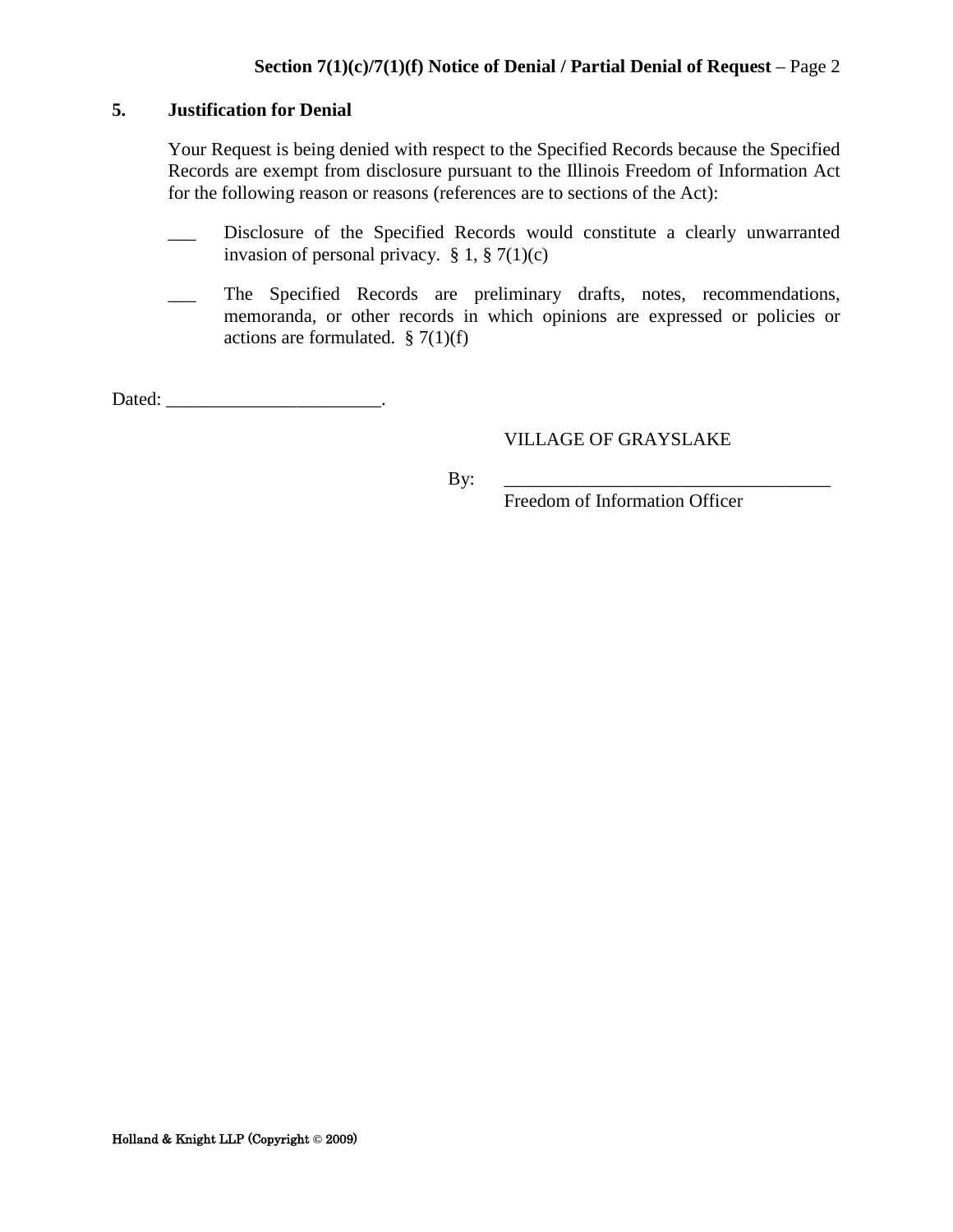## 5. Justification for Denial

Your Request is being denied with respect to the Specified Records because the Specified Records are exempt from disclosure pursuant to the Illinois Freedom of Information Act for the following reason or reasons (references are to sections of the Act):

___ Disclosure of the Specified Records would constitute a clearly unwarranted invasion of personal privacy. § 1, § 7(1)(c)

___ The Specified Records are preliminary drafts, notes, recommendations, memoranda, or other records in which opinions are expressed or policies or actions are formulated. § 7(1)(f)

Dated: _______________________.

VILLAGE OF GRAYSLAKE

By: ___________________________________
Freedom of Information Officer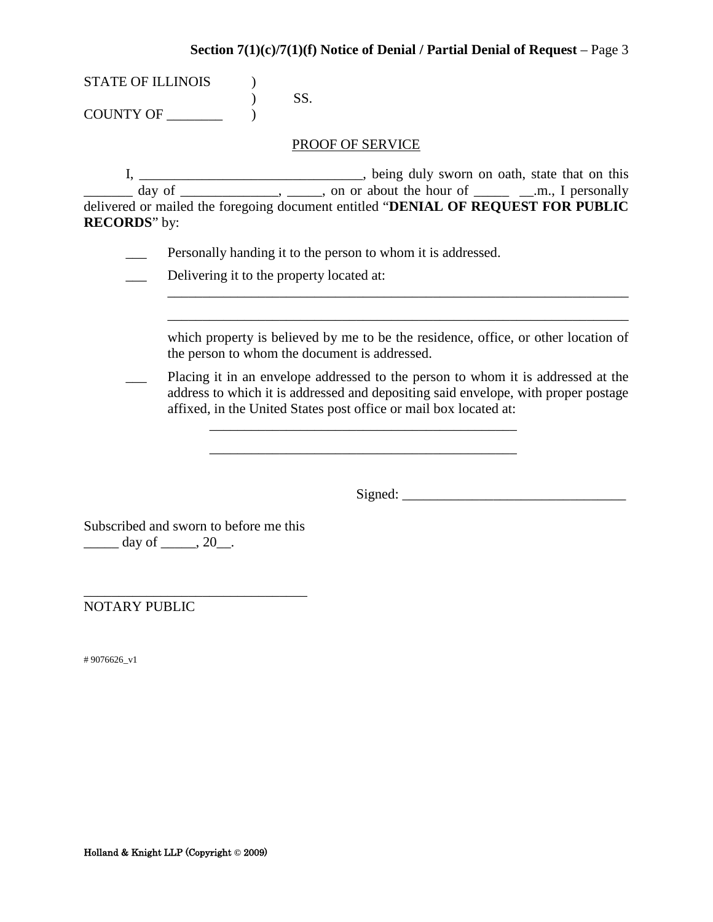STATE OF ILLINOIS )
) SS.
COUNTY OF ________ )

PROOF OF SERVICE

I, ________________________________, being duly sworn on oath, state that on this _______ day of ______________, _____, on or about the hour of _____ __.m., I personally delivered or mailed the foregoing document entitled "**DENIAL OF REQUEST FOR PUBLIC RECORDS**" by:

___ Personally handing it to the person to whom it is addressed.

___ Delivering it to the property located at:

____________________________________________________________________

____________________________________________________________________

which property is believed by me to be the residence, office, or other location of the person to whom the document is addressed.

___ Placing it in an envelope addressed to the person to whom it is addressed at the address to which it is addressed and depositing said envelope, with proper postage affixed, in the United States post office or mail box located at:

_____________________________________________

_____________________________________________

Signed: ________________________________

Subscribed and sworn to before me this
_____ day of _____, 20__.

________________________________
NOTARY PUBLIC

# 9076626_v1

Holland & Knight LLP (Copyright © 2009)